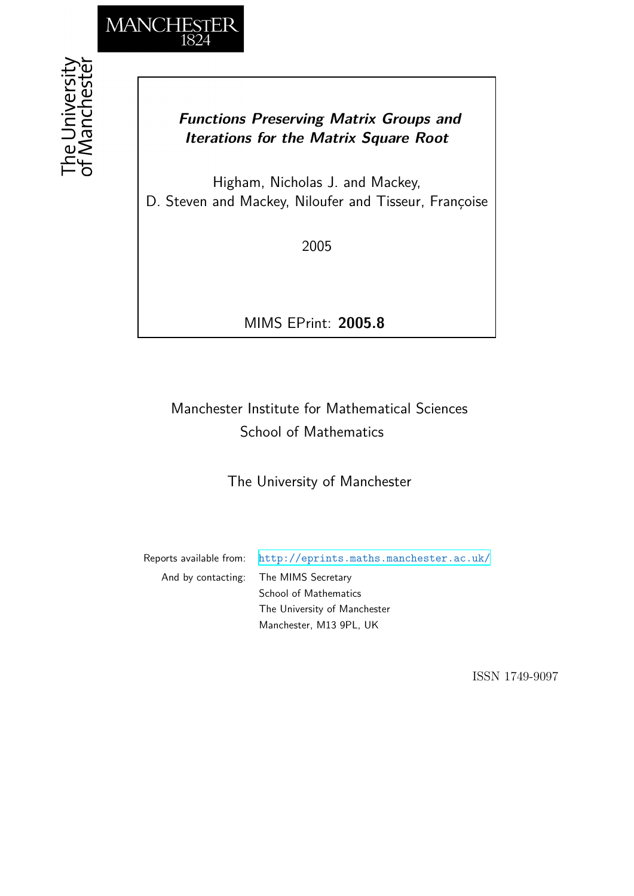# *Functions Preserving Matrix Groups and Iterations for the Matrix Square Root*

Higham, Nicholas J. and Mackey, D. Steven and Mackey, Niloufer and Tisseur, Françoise

2005

MIMS EPrint: **2005.8**

Manchester Institute for Mathematical Sciences
School of Mathematics

The University of Manchester

Reports available from: http://eprints.maths.manchester.ac.uk/
And by contacting: The MIMS Secretary
School of Mathematics
The University of Manchester
Manchester, M13 9PL, UK

ISSN 1749-9097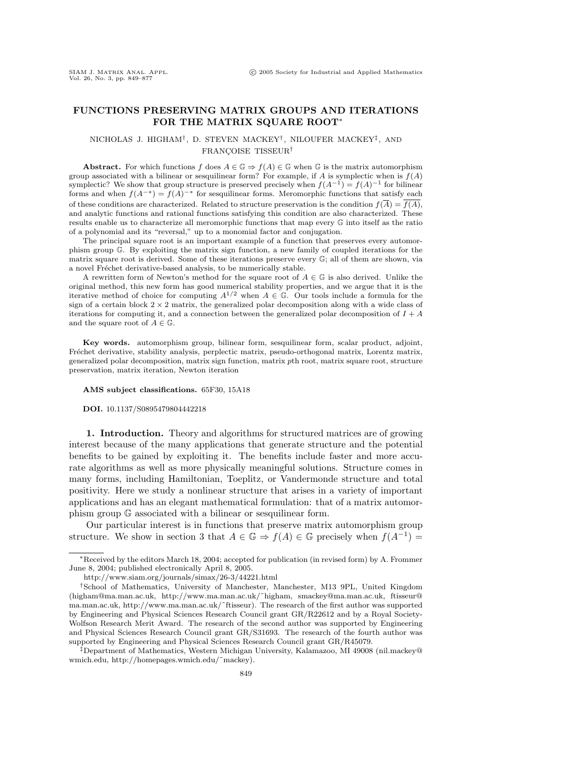# FUNCTIONS PRESERVING MATRIX GROUPS AND ITERATIONS FOR THE MATRIX SQUARE ROOT*

NICHOLAS J. HIGHAM†, D. STEVEN MACKEY†, NILOUFER MACKEY‡, AND FRANÇOISE TISSEUR†

**Abstract.** For which functions $f$ does $A \in \mathbb{G} \Rightarrow f(A) \in \mathbb{G}$ when $\mathbb{G}$ is the matrix automorphism group associated with a bilinear or sesquilinear form? For example, if $A$ is symplectic when is $f(A)$ symplectic? We show that group structure is preserved precisely when $f(A^{-1}) = f(A)^{-1}$ for bilinear forms and when $f(A^{-*}) = f(A)^{-*}$ for sesquilinear forms. Meromorphic functions that satisfy each of these conditions are characterized. Related to structure preservation is the condition $f(\overline{A}) = \overline{f(A)}$, and analytic functions and rational functions satisfying this condition are also characterized. These results enable us to characterize all meromorphic functions that map every $\mathbb{G}$ into itself as the ratio of a polynomial and its "reversal," up to a monomial factor and conjugation.

The principal square root is an important example of a function that preserves every automorphism group $\mathbb{G}$. By exploiting the matrix sign function, a new family of coupled iterations for the matrix square root is derived. Some of these iterations preserve every $\mathbb{G}$; all of them are shown, via a novel Fréchet derivative-based analysis, to be numerically stable.

A rewritten form of Newton's method for the square root of $A \in \mathbb{G}$ is also derived. Unlike the original method, this new form has good numerical stability properties, and we argue that it is the iterative method of choice for computing $A^{1/2}$ when $A \in \mathbb{G}$. Our tools include a formula for the sign of a certain block $2 \times 2$ matrix, the generalized polar decomposition along with a wide class of iterations for computing it, and a connection between the generalized polar decomposition of $I + A$ and the square root of $A \in \mathbb{G}$.

**Key words.** automorphism group, bilinear form, sesquilinear form, scalar product, adjoint, Fréchet derivative, stability analysis, perplectic matrix, pseudo-orthogonal matrix, Lorentz matrix, generalized polar decomposition, matrix sign function, matrix $p$th root, matrix square root, structure preservation, matrix iteration, Newton iteration

**AMS subject classifications.** 65F30, 15A18

**DOI.** 10.1137/S0895479804442218

## 1. Introduction.

Theory and algorithms for structured matrices are of growing interest because of the many applications that generate structure and the potential benefits to be gained by exploiting it. The benefits include faster and more accurate algorithms as well as more physically meaningful solutions. Structure comes in many forms, including Hamiltonian, Toeplitz, or Vandermonde structure and total positivity. Here we study a nonlinear structure that arises in a variety of important applications and has an elegant mathematical formulation: that of a matrix automorphism group $\mathbb{G}$ associated with a bilinear or sesquilinear form.

Our particular interest is in functions that preserve matrix automorphism group structure. We show in section 3 that $A \in \mathbb{G} \Rightarrow f(A) \in \mathbb{G}$ precisely when $f(A^{-1}) =$

---

*Received by the editors March 18, 2004; accepted for publication (in revised form) by A. Frommer June 8, 2004; published electronically April 8, 2005.

http://www.siam.org/journals/simax/26-3/44221.html

†School of Mathematics, University of Manchester, Manchester, M13 9PL, United Kingdom (higham@ma.man.ac.uk, http://www.ma.man.ac.uk/~higham, smackey@ma.man.ac.uk, ftisseur@ma.man.ac.uk, http://www.ma.man.ac.uk/~ftisseur). The research of the first author was supported by Engineering and Physical Sciences Research Council grant GR/R22612 and by a Royal Society-Wolfson Research Merit Award. The research of the second author was supported by Engineering and Physical Sciences Research Council grant GR/S31693. The research of the fourth author was supported by Engineering and Physical Sciences Research Council grant GR/R45079.

‡Department of Mathematics, Western Michigan University, Kalamazoo, MI 49008 (nil.mackey@wmich.edu, http://homepages.wmich.edu/~mackey).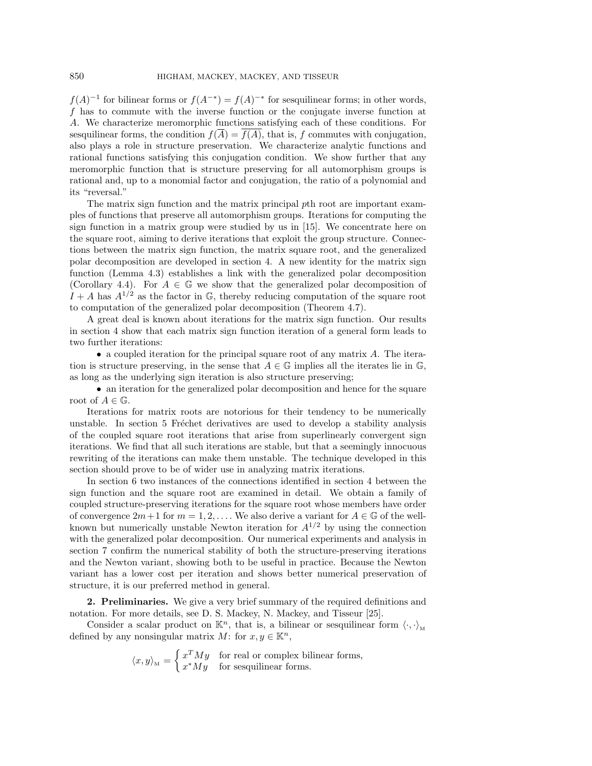$f(A)^{-1}$ for bilinear forms or $f(A^{-*}) = f(A)^{-*}$ for sesquilinear forms; in other words, $f$ has to commute with the inverse function or the conjugate inverse function at $A$. We characterize meromorphic functions satisfying each of these conditions. For sesquilinear forms, the condition $f(\overline{A}) = \overline{f(A)}$, that is, $f$ commutes with conjugation, also plays a role in structure preservation. We characterize analytic functions and rational functions satisfying this conjugation condition. We show further that any meromorphic function that is structure preserving for all automorphism groups is rational and, up to a monomial factor and conjugation, the ratio of a polynomial and its "reversal."

The matrix sign function and the matrix principal $p$th root are important examples of functions that preserve all automorphism groups. Iterations for computing the sign function in a matrix group were studied by us in [15]. We concentrate here on the square root, aiming to derive iterations that exploit the group structure. Connections between the matrix sign function, the matrix square root, and the generalized polar decomposition are developed in section 4. A new identity for the matrix sign function (Lemma 4.3) establishes a link with the generalized polar decomposition (Corollary 4.4). For $A \in \mathbb{G}$ we show that the generalized polar decomposition of $I + A$ has $A^{1/2}$ as the factor in $\mathbb{G}$, thereby reducing computation of the square root to computation of the generalized polar decomposition (Theorem 4.7).

A great deal is known about iterations for the matrix sign function. Our results in section 4 show that each matrix sign function iteration of a general form leads to two further iterations:

- a coupled iteration for the principal square root of any matrix $A$. The iteration is structure preserving, in the sense that $A \in \mathbb{G}$ implies all the iterates lie in $\mathbb{G}$, as long as the underlying sign iteration is also structure preserving;
- an iteration for the generalized polar decomposition and hence for the square root of $A \in \mathbb{G}$.

Iterations for matrix roots are notorious for their tendency to be numerically unstable. In section 5 Fréchet derivatives are used to develop a stability analysis of the coupled square root iterations that arise from superlinearly convergent sign iterations. We find that all such iterations are stable, but that a seemingly innocuous rewriting of the iterations can make them unstable. The technique developed in this section should prove to be of wider use in analyzing matrix iterations.

In section 6 two instances of the connections identified in section 4 between the sign function and the square root are examined in detail. We obtain a family of coupled structure-preserving iterations for the square root whose members have order of convergence $2m+1$ for $m = 1, 2, \ldots$. We also derive a variant for $A \in \mathbb{G}$ of the well-known but numerically unstable Newton iteration for $A^{1/2}$ by using the connection with the generalized polar decomposition. Our numerical experiments and analysis in section 7 confirm the numerical stability of both the structure-preserving iterations and the Newton variant, showing both to be useful in practice. Because the Newton variant has a lower cost per iteration and shows better numerical preservation of structure, it is our preferred method in general.

## 2. Preliminaries.

We give a very brief summary of the required definitions and notation. For more details, see D. S. Mackey, N. Mackey, and Tisseur [25].

Consider a scalar product on $\mathbb{K}^n$, that is, a bilinear or sesquilinear form $\langle \cdot, \cdot \rangle_{\mathrm{M}}$ defined by any nonsingular matrix $M$: for $x, y \in \mathbb{K}^n$,

$$\langle x, y \rangle_{\mathrm{M}} = \begin{cases} x^T M y & \text{for real or complex bilinear forms,} \\ x^* M y & \text{for sesquilinear forms.} \end{cases}$$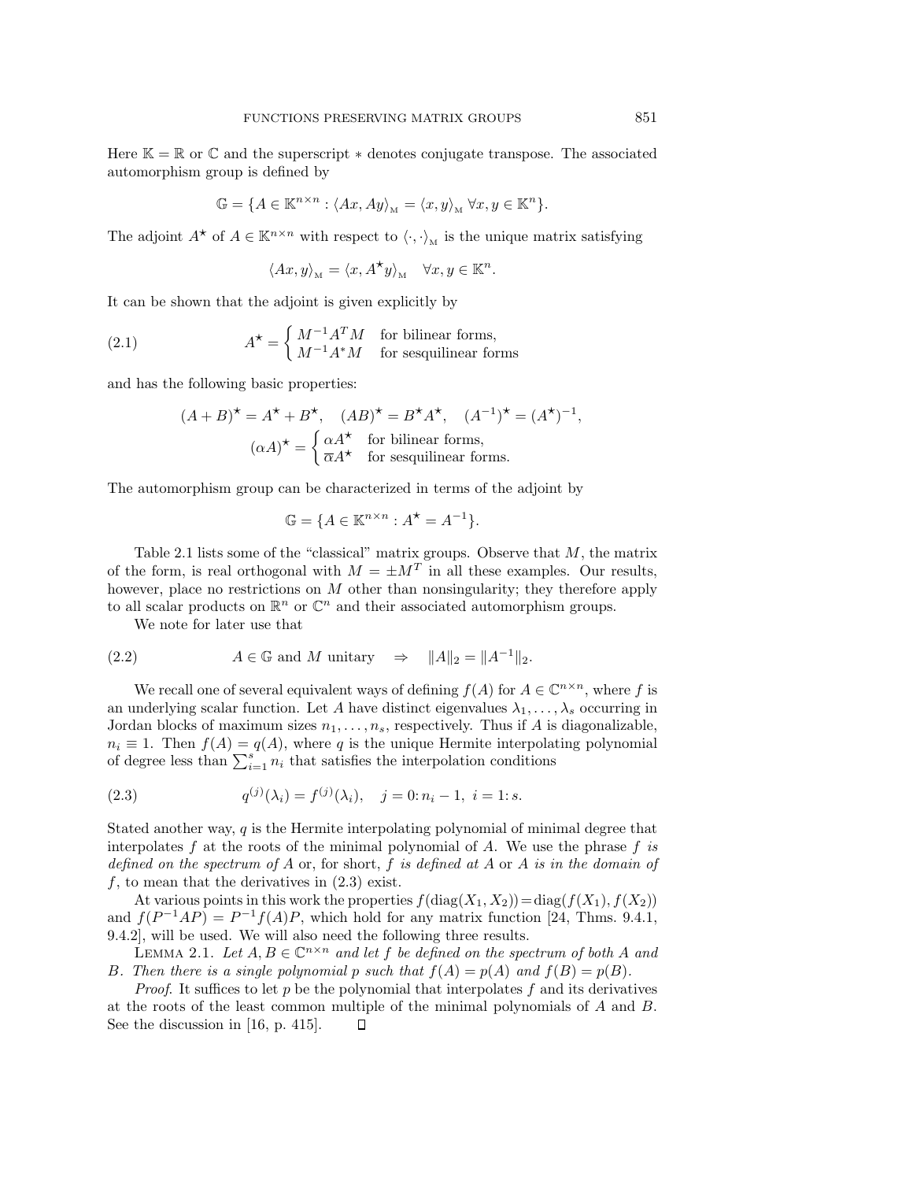Here $\mathbb{K} = \mathbb{R}$ or $\mathbb{C}$ and the superscript $*$ denotes conjugate transpose. The associated automorphism group is defined by

$$\mathbb{G} = \{A \in \mathbb{K}^{n\times n} : \langle Ax, Ay\rangle_{\mathrm{M}} = \langle x, y\rangle_{\mathrm{M}} \ \forall x, y \in \mathbb{K}^n\}.$$

The adjoint $A^\star$ of $A \in \mathbb{K}^{n\times n}$ with respect to $\langle\cdot,\cdot\rangle_{\mathrm{M}}$ is the unique matrix satisfying

$$\langle Ax, y\rangle_{\mathrm{M}} = \langle x, A^\star y\rangle_{\mathrm{M}} \quad \forall x, y \in \mathbb{K}^n.$$

It can be shown that the adjoint is given explicitly by

$$A^\star = \begin{cases} M^{-1}A^T M & \text{for bilinear forms,} \\ M^{-1}A^* M & \text{for sesquilinear forms} \end{cases} \tag{2.1}$$

and has the following basic properties:

$$(A+B)^\star = A^\star + B^\star, \quad (AB)^\star = B^\star A^\star, \quad (A^{-1})^\star = (A^\star)^{-1},$$
$$(\alpha A)^\star = \begin{cases} \alpha A^\star & \text{for bilinear forms,} \\ \overline{\alpha} A^\star & \text{for sesquilinear forms.} \end{cases}$$

The automorphism group can be characterized in terms of the adjoint by

$$\mathbb{G} = \{A \in \mathbb{K}^{n\times n} : A^\star = A^{-1}\}.$$

Table 2.1 lists some of the "classical" matrix groups. Observe that $M$, the matrix of the form, is real orthogonal with $M = \pm M^T$ in all these examples. Our results, however, place no restrictions on $M$ other than nonsingularity; they therefore apply to all scalar products on $\mathbb{R}^n$ or $\mathbb{C}^n$ and their associated automorphism groups.

We note for later use that

$$A \in \mathbb{G} \text{ and } M \text{ unitary} \quad \Rightarrow \quad \|A\|_2 = \|A^{-1}\|_2. \tag{2.2}$$

We recall one of several equivalent ways of defining $f(A)$ for $A \in \mathbb{C}^{n\times n}$, where $f$ is an underlying scalar function. Let $A$ have distinct eigenvalues $\lambda_1, \ldots, \lambda_s$ occurring in Jordan blocks of maximum sizes $n_1, \ldots, n_s$, respectively. Thus if $A$ is diagonalizable, $n_i \equiv 1$. Then $f(A) = q(A)$, where $q$ is the unique Hermite interpolating polynomial of degree less than $\sum_{i=1}^s n_i$ that satisfies the interpolation conditions

$$q^{(j)}(\lambda_i) = f^{(j)}(\lambda_i), \quad j = 0\colon n_i - 1, \ i = 1\colon s. \tag{2.3}$$

Stated another way, $q$ is the Hermite interpolating polynomial of minimal degree that interpolates $f$ at the roots of the minimal polynomial of $A$. We use the phrase *$f$ is defined on the spectrum of $A$* or, for short, *$f$ is defined at $A$* or *$A$ is in the domain of $f$*, to mean that the derivatives in (2.3) exist.

At various points in this work the properties $f(\mathrm{diag}(X_1, X_2)) = \mathrm{diag}(f(X_1), f(X_2))$ and $f(P^{-1}AP) = P^{-1}f(A)P$, which hold for any matrix function [24, Thms. 9.4.1, 9.4.2], will be used. We will also need the following three results.

Lemma 2.1. *Let $A, B \in \mathbb{C}^{n\times n}$ and let $f$ be defined on the spectrum of both $A$ and $B$. Then there is a single polynomial $p$ such that $f(A) = p(A)$ and $f(B) = p(B)$.*

*Proof*. It suffices to let $p$ be the polynomial that interpolates $f$ and its derivatives at the roots of the least common multiple of the minimal polynomials of $A$ and $B$. See the discussion in [16, p. 415]. ◻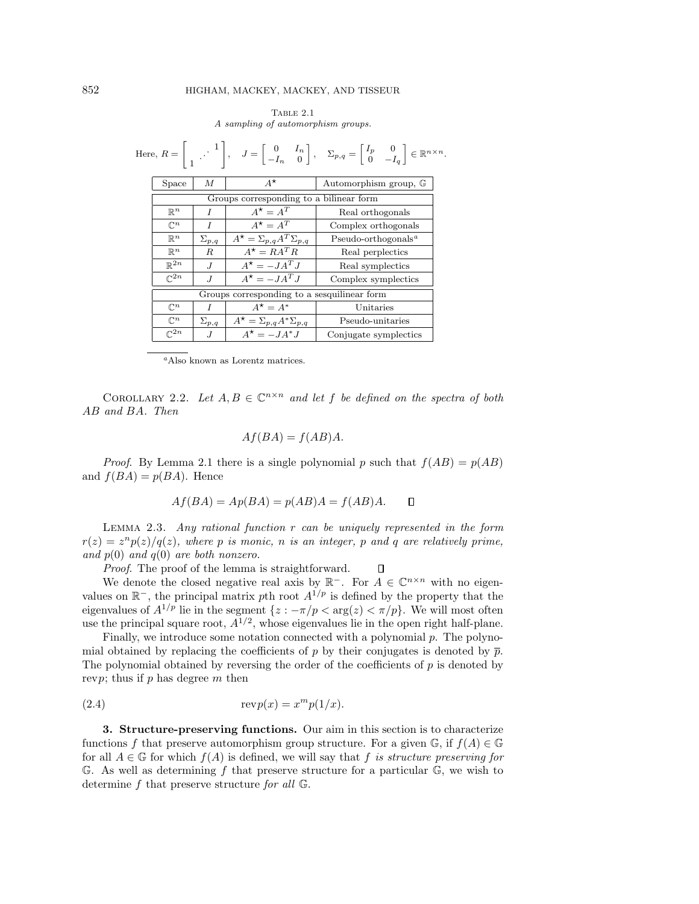Table 2.1
*A sampling of automorphism groups.*

Here, $R = \begin{bmatrix} & & 1 \\ & ⋰ & \\ 1 & & \end{bmatrix}$, $J = \begin{bmatrix} 0 & I_n \\ -I_n & 0 \end{bmatrix}$, $\Sigma_{p,q} = \begin{bmatrix} I_p & 0 \\ 0 & -I_q \end{bmatrix} \in \mathbb{R}^{n \times n}$.

| Space | $M$ | $A^\star$ | Automorphism group, $\mathbb{G}$ |
|---|---|---|---|
| Groups corresponding to a bilinear form | | | |
| $\mathbb{R}^n$ | $I$ | $A^\star = A^T$ | Real orthogonals |
| $\mathbb{C}^n$ | $I$ | $A^\star = A^T$ | Complex orthogonals |
| $\mathbb{R}^n$ | $\Sigma_{p,q}$ | $A^\star = \Sigma_{p,q} A^T \Sigma_{p,q}$ | Pseudo-orthogonals[a] |
| $\mathbb{R}^n$ | $R$ | $A^\star = R A^T R$ | Real perplectics |
| $\mathbb{R}^{2n}$ | $J$ | $A^\star = -J A^T J$ | Real symplectics |
| $\mathbb{C}^{2n}$ | $J$ | $A^\star = -J A^T J$ | Complex symplectics |
| Groups corresponding to a sesquilinear form | | | |
| $\mathbb{C}^n$ | $I$ | $A^\star = A^*$ | Unitaries |
| $\mathbb{C}^n$ | $\Sigma_{p,q}$ | $A^\star = \Sigma_{p,q} A^* \Sigma_{p,q}$ | Pseudo-unitaries |
| $\mathbb{C}^{2n}$ | $J$ | $A^\star = -J A^* J$ | Conjugate symplectics |

[a] Also known as Lorentz matrices.

Corollary 2.2. *Let $A, B \in \mathbb{C}^{n \times n}$ and let $f$ be defined on the spectra of both $AB$ and $BA$. Then*

$$Af(BA) = f(AB)A.$$

*Proof.* By Lemma 2.1 there is a single polynomial $p$ such that $f(AB) = p(AB)$ and $f(BA) = p(BA)$. Hence

$$Af(BA) = Ap(BA) = p(AB)A = f(AB)A. \qquad \square$$

Lemma 2.3. *Any rational function $r$ can be uniquely represented in the form $r(z) = z^n p(z)/q(z)$, where $p$ is monic, $n$ is an integer, $p$ and $q$ are relatively prime, and $p(0)$ and $q(0)$ are both nonzero.*

*Proof.* The proof of the lemma is straightforward. $\square$

We denote the closed negative real axis by $\mathbb{R}^-$. For $A \in \mathbb{C}^{n \times n}$ with no eigenvalues on $\mathbb{R}^-$, the principal matrix $p$th root $A^{1/p}$ is defined by the property that the eigenvalues of $A^{1/p}$ lie in the segment $\{z : -\pi/p < \arg(z) < \pi/p\}$. We will most often use the principal square root, $A^{1/2}$, whose eigenvalues lie in the open right half-plane.

Finally, we introduce some notation connected with a polynomial $p$. The polynomial obtained by replacing the coefficients of $p$ by their conjugates is denoted by $\overline{p}$. The polynomial obtained by reversing the order of the coefficients of $p$ is denoted by $\mathrm{rev}p$; thus if $p$ has degree $m$ then

$$\mathrm{rev}p(x) = x^m p(1/x). \tag{2.4}$$

## 3. Structure-preserving functions.

Our aim in this section is to characterize functions $f$ that preserve automorphism group structure. For a given $\mathbb{G}$, if $f(A) \in \mathbb{G}$ for all $A \in \mathbb{G}$ for which $f(A)$ is defined, we will say that $f$ *is structure preserving for* $\mathbb{G}$. As well as determining $f$ that preserve structure for a particular $\mathbb{G}$, we wish to determine $f$ that preserve structure *for all* $\mathbb{G}$.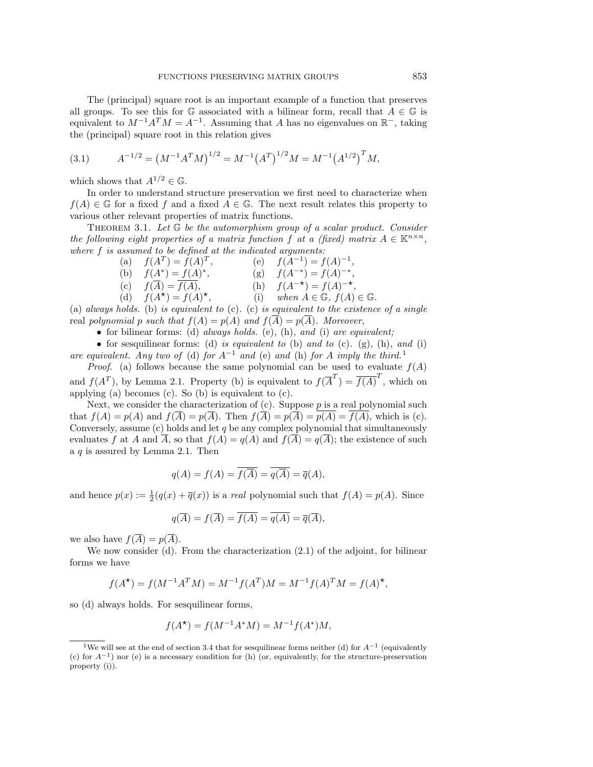The (principal) square root is an important example of a function that preserves all groups. To see this for $\mathbb{G}$ associated with a bilinear form, recall that $A \in \mathbb{G}$ is equivalent to $M^{-1}A^TM = A^{-1}$. Assuming that $A$ has no eigenvalues on $\mathbb{R}^-$, taking the (principal) square root in this relation gives

$$A^{-1/2} = \big(M^{-1}A^TM\big)^{1/2} = M^{-1}\big(A^T\big)^{1/2}M = M^{-1}\big(A^{1/2}\big)^TM, \tag{3.1}$$

which shows that $A^{1/2} \in \mathbb{G}$.

In order to understand structure preservation we first need to characterize when $f(A) \in \mathbb{G}$ for a fixed $f$ and a fixed $A \in \mathbb{G}$. The next result relates this property to various other relevant properties of matrix functions.

**Theorem 3.1.** *Let $\mathbb{G}$ be the automorphism group of a scalar product. Consider the following eight properties of a matrix function $f$ at a (fixed) matrix $A \in \mathbb{K}^{n\times n}$, where $f$ is assumed to be defined at the indicated arguments:*

| | | | |
|---|---|---|---|
| (a) | $f(A^T) = f(A)^T$, | (e) | $f(A^{-1}) = f(A)^{-1}$, |
| (b) | $f(A^*) = f(A)^*$, | (g) | $f(A^{-*}) = f(A)^{-*}$, |
| (c) | $f(\overline{A}) = \overline{f(A)}$, | (h) | $f(A^{-\star}) = f(A)^{-\star}$, |
| (d) | $f(A^\star) = f(A)^\star$, | (i) | *when* $A \in \mathbb{G}$, $f(A) \in \mathbb{G}$. |

(a) *always holds.* (b) *is equivalent to* (c). (c) *is equivalent to the existence of a single* real *polynomial $p$ such that $f(A) = p(A)$ and $f(\overline{A}) = p(\overline{A})$. Moreover,*

- for bilinear forms: (d) *always holds.* (e), (h), *and* (i) *are equivalent;*
- for sesquilinear forms: (d) *is equivalent to* (b) *and to* (c). (g), (h), *and* (i) *are equivalent. Any two of* (d) *for $A^{-1}$ and* (e) *and* (h) *for $A$ imply the third.*[1]

*Proof.* (a) follows because the same polynomial can be used to evaluate $f(A)$ and $f(A^T)$, by Lemma 2.1. Property (b) is equivalent to $f(\overline{A}^T) = \overline{f(A)}^T$, which on applying (a) becomes (c). So (b) is equivalent to (c).

Next, we consider the characterization of (c). Suppose $p$ is a real polynomial such that $f(A) = p(A)$ and $f(\overline{A}) = p(\overline{A})$. Then $f(\overline{A}) = p(\overline{A}) = \overline{p(A)} = \overline{f(A)}$, which is (c). Conversely, assume (c) holds and let $q$ be any complex polynomial that simultaneously evaluates $f$ at $A$ and $\overline{A}$, so that $f(A) = q(A)$ and $f(\overline{A}) = q(\overline{A})$; the existence of such a $q$ is assured by Lemma 2.1. Then

$$q(A) = f(A) = \overline{f(\overline{A})} = \overline{q(\overline{A})} = \overline{q}(A),$$

and hence $p(x) := \frac{1}{2}(q(x) + \overline{q}(x))$ is a *real* polynomial such that $f(A) = p(A)$. Since

$$q(\overline{A}) = f(\overline{A}) = \overline{f(A)} = \overline{q(A)} = \overline{q}(\overline{A}),$$

we also have $f(\overline{A}) = p(\overline{A})$.

We now consider (d). From the characterization (2.1) of the adjoint, for bilinear forms we have

$$f(A^\star) = f(M^{-1}A^TM) = M^{-1}f(A^T)M = M^{-1}f(A)^TM = f(A)^\star,$$

so (d) always holds. For sesquilinear forms,

$$f(A^\star) = f(M^{-1}A^*M) = M^{-1}f(A^*)M,$$

[1] We will see at the end of section 3.4 that for sesquilinear forms neither (d) for $A^{-1}$ (equivalently (c) for $A^{-1}$) nor (e) is a necessary condition for (h) (or, equivalently, for the structure-preservation property (i)).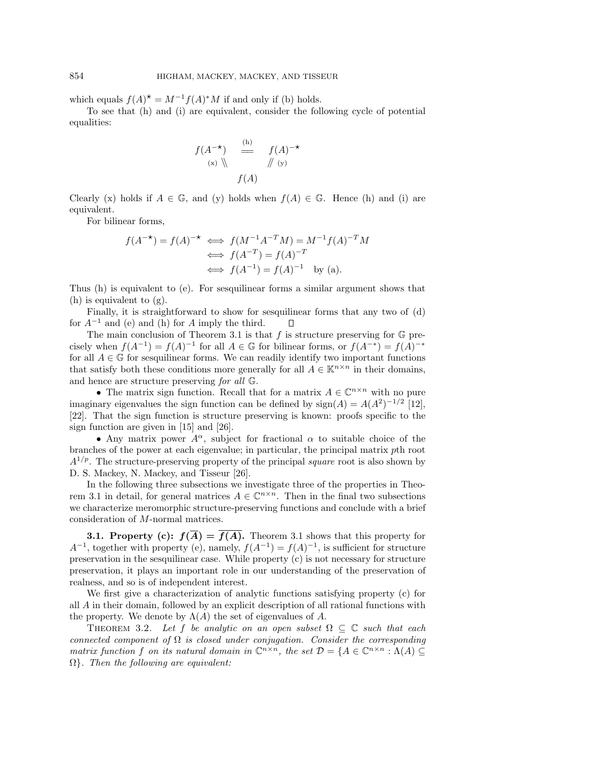which equals $f(A)^\star = M^{-1}f(A)^*M$ if and only if (b) holds.

To see that (h) and (i) are equivalent, consider the following cycle of potential equalities:

$$\begin{array}{ccc} f(A^{-\star}) & \overset{\text{(h)}}{=\!=} & f(A)^{-\star} \\ {\scriptstyle (x)} \, \backslash\!\backslash & & /\!/ \, {\scriptstyle (y)} \\ & f(A) & \end{array}$$

Clearly (x) holds if $A \in \mathbb{G}$, and (y) holds when $f(A) \in \mathbb{G}$. Hence (h) and (i) are equivalent.

For bilinear forms,

$$\begin{aligned} f(A^{-\star}) = f(A)^{-\star} &\iff f(M^{-1}A^{-T}M) = M^{-1}f(A)^{-T}M \\ &\iff f(A^{-T}) = f(A)^{-T} \\ &\iff f(A^{-1}) = f(A)^{-1} \quad \text{by (a).} \end{aligned}$$

Thus (h) is equivalent to (e). For sesquilinear forms a similar argument shows that (h) is equivalent to (g).

Finally, it is straightforward to show for sesquilinear forms that any two of (d) for $A^{-1}$ and (e) and (h) for $A$ imply the third. $\square$

The main conclusion of Theorem 3.1 is that $f$ is structure preserving for $\mathbb{G}$ precisely when $f(A^{-1}) = f(A)^{-1}$ for all $A \in \mathbb{G}$ for bilinear forms, or $f(A^{-*}) = f(A)^{-*}$ for all $A \in \mathbb{G}$ for sesquilinear forms. We can readily identify two important functions that satisfy both these conditions more generally for all $A \in \mathbb{K}^{n\times n}$ in their domains, and hence are structure preserving *for all* $\mathbb{G}$.

- The matrix sign function. Recall that for a matrix $A \in \mathbb{C}^{n\times n}$ with no pure imaginary eigenvalues the sign function can be defined by $\operatorname{sign}(A) = A(A^2)^{-1/2}$ [12], [22]. That the sign function is structure preserving is known: proofs specific to the sign function are given in [15] and [26].
- Any matrix power $A^\alpha$, subject for fractional $\alpha$ to suitable choice of the branches of the power at each eigenvalue; in particular, the principal matrix $p$th root $A^{1/p}$. The structure-preserving property of the principal *square* root is also shown by D. S. Mackey, N. Mackey, and Tisseur [26].

In the following three subsections we investigate three of the properties in Theorem 3.1 in detail, for general matrices $A \in \mathbb{C}^{n\times n}$. Then in the final two subsections we characterize meromorphic structure-preserving functions and conclude with a brief consideration of $M$-normal matrices.

### 3.1. Property (c): $f(\overline{A}) = \overline{f(A)}$.

Theorem 3.1 shows that this property for $A^{-1}$, together with property (e), namely, $f(A^{-1}) = f(A)^{-1}$, is sufficient for structure preservation in the sesquilinear case. While property (c) is not necessary for structure preservation, it plays an important role in our understanding of the preservation of realness, and so is of independent interest.

We first give a characterization of analytic functions satisfying property (c) for all $A$ in their domain, followed by an explicit description of all rational functions with the property. We denote by $\Lambda(A)$ the set of eigenvalues of $A$.

THEOREM 3.2. *Let $f$ be analytic on an open subset $\Omega \subseteq \mathbb{C}$ such that each connected component of $\Omega$ is closed under conjugation. Consider the corresponding matrix function $f$ on its natural domain in $\mathbb{C}^{n\times n}$, the set $\mathcal{D} = \{A \in \mathbb{C}^{n\times n} : \Lambda(A) \subseteq \Omega\}$. Then the following are equivalent:*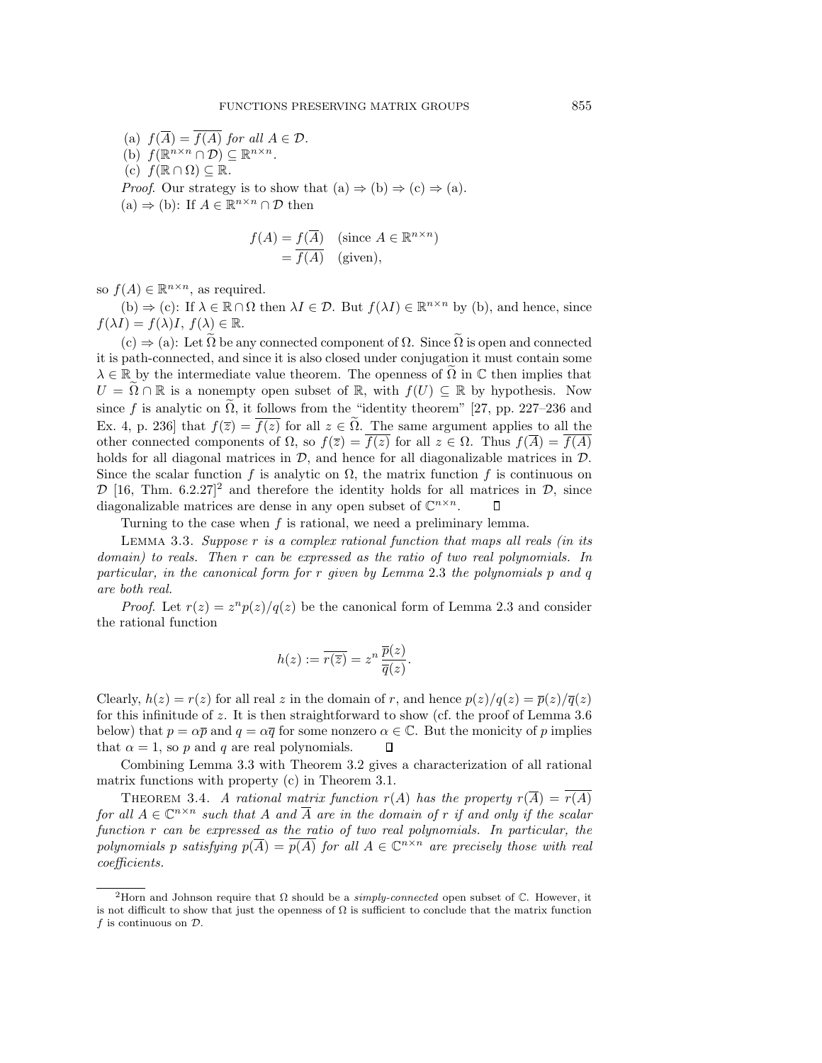(a) $f(\overline{A}) = \overline{f(A)}$ *for all* $A \in \mathcal{D}$.

(b) $f(\mathbb{R}^{n\times n} \cap \mathcal{D}) \subseteq \mathbb{R}^{n\times n}$.

(c) $f(\mathbb{R} \cap \Omega) \subseteq \mathbb{R}$.

*Proof*. Our strategy is to show that (a) $\Rightarrow$ (b) $\Rightarrow$ (c) $\Rightarrow$ (a).

(a) $\Rightarrow$ (b): If $A \in \mathbb{R}^{n\times n} \cap \mathcal{D}$ then

$$
\begin{aligned}
f(A) &= f(\overline{A}) \quad (\text{since } A \in \mathbb{R}^{n\times n}) \\
&= \overline{f(A)} \quad (\text{given}),
\end{aligned}
$$

so $f(A) \in \mathbb{R}^{n\times n}$, as required.

(b) $\Rightarrow$ (c): If $\lambda \in \mathbb{R} \cap \Omega$ then $\lambda I \in \mathcal{D}$. But $f(\lambda I) \in \mathbb{R}^{n\times n}$ by (b), and hence, since $f(\lambda I) = f(\lambda)I$, $f(\lambda) \in \mathbb{R}$.

(c) $\Rightarrow$ (a): Let $\widetilde{\Omega}$ be any connected component of $\Omega$. Since $\widetilde{\Omega}$ is open and connected it is path-connected, and since it is also closed under conjugation it must contain some $\lambda \in \mathbb{R}$ by the intermediate value theorem. The openness of $\widetilde{\Omega}$ in $\mathbb{C}$ then implies that $U = \widetilde{\Omega} \cap \mathbb{R}$ is a nonempty open subset of $\mathbb{R}$, with $f(U) \subseteq \mathbb{R}$ by hypothesis. Now since $f$ is analytic on $\widetilde{\Omega}$, it follows from the "identity theorem" [27, pp. 227–236 and Ex. 4, p. 236] that $f(\overline{z}) = \overline{f(z)}$ for all $z \in \widetilde{\Omega}$. The same argument applies to all the other connected components of $\Omega$, so $f(\overline{z}) = \overline{f(z)}$ for all $z \in \Omega$. Thus $f(\overline{A}) = \overline{f(A)}$ holds for all diagonal matrices in $\mathcal{D}$, and hence for all diagonalizable matrices in $\mathcal{D}$. Since the scalar function $f$ is analytic on $\Omega$, the matrix function $f$ is continuous on $\mathcal{D}$ [16, Thm. 6.2.27][2] and therefore the identity holds for all matrices in $\mathcal{D}$, since diagonalizable matrices are dense in any open subset of $\mathbb{C}^{n\times n}$. $\square$

Turning to the case when $f$ is rational, we need a preliminary lemma.

LEMMA 3.3. *Suppose $r$ is a complex rational function that maps all reals (in its domain) to reals. Then $r$ can be expressed as the ratio of two real polynomials. In particular, in the canonical form for $r$ given by Lemma* 2.3 *the polynomials $p$ and $q$ are both real.*

*Proof*. Let $r(z) = z^n p(z)/q(z)$ be the canonical form of Lemma 2.3 and consider the rational function

$$
h(z) := \overline{r(\overline{z})} = z^n \, \frac{\overline{p}(z)}{\overline{q}(z)}.
$$

Clearly, $h(z) = r(z)$ for all real $z$ in the domain of $r$, and hence $p(z)/q(z) = \overline{p}(z)/\overline{q}(z)$ for this infinitude of $z$. It is then straightforward to show (cf. the proof of Lemma 3.6 below) that $p = \alpha\overline{p}$ and $q = \alpha\overline{q}$ for some nonzero $\alpha \in \mathbb{C}$. But the monicity of $p$ implies that $\alpha = 1$, so $p$ and $q$ are real polynomials. $\square$

Combining Lemma 3.3 with Theorem 3.2 gives a characterization of all rational matrix functions with property (c) in Theorem 3.1.

THEOREM 3.4. *A rational matrix function $r(A)$ has the property $r(\overline{A}) = \overline{r(A)}$ for all $A \in \mathbb{C}^{n\times n}$ such that $A$ and $\overline{A}$ are in the domain of $r$ if and only if the scalar function $r$ can be expressed as the ratio of two real polynomials. In particular, the polynomials $p$ satisfying $p(\overline{A}) = \overline{p(A)}$ for all $A \in \mathbb{C}^{n\times n}$ are precisely those with real coefficients.*

---

[2] Horn and Johnson require that $\Omega$ should be a *simply-connected* open subset of $\mathbb{C}$. However, it is not difficult to show that just the openness of $\Omega$ is sufficient to conclude that the matrix function $f$ is continuous on $\mathcal{D}$.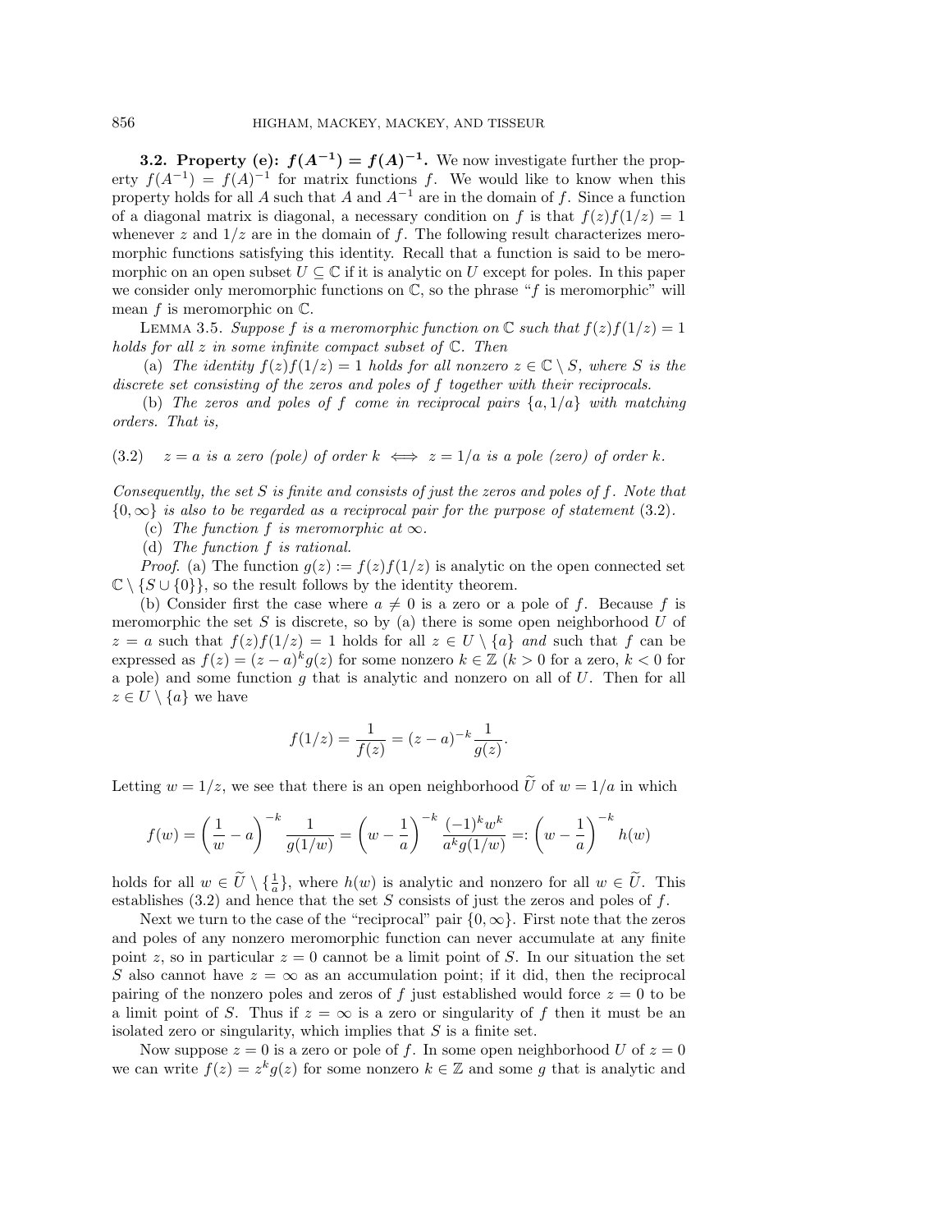### 3.2. Property (e): $f(A^{-1}) = f(A)^{-1}$.

We now investigate further the property $f(A^{-1}) = f(A)^{-1}$ for matrix functions $f$. We would like to know when this property holds for all $A$ such that $A$ and $A^{-1}$ are in the domain of $f$. Since a function of a diagonal matrix is diagonal, a necessary condition on $f$ is that $f(z)f(1/z) = 1$ whenever $z$ and $1/z$ are in the domain of $f$. The following result characterizes meromorphic functions satisfying this identity. Recall that a function is said to be meromorphic on an open subset $U \subseteq \mathbb{C}$ if it is analytic on $U$ except for poles. In this paper we consider only meromorphic functions on $\mathbb{C}$, so the phrase "$f$ is meromorphic" will mean $f$ is meromorphic on $\mathbb{C}$.

Lemma 3.5. *Suppose $f$ is a meromorphic function on $\mathbb{C}$ such that $f(z)f(1/z) = 1$ holds for all $z$ in some infinite compact subset of $\mathbb{C}$. Then*

(a) *The identity $f(z)f(1/z) = 1$ holds for all nonzero $z \in \mathbb{C} \setminus S$, where $S$ is the discrete set consisting of the zeros and poles of $f$ together with their reciprocals.*

(b) *The zeros and poles of $f$ come in reciprocal pairs $\{a, 1/a\}$ with matching orders. That is,*

$$z = a \text{ is a zero (pole) of order } k \iff z = 1/a \text{ is a pole (zero) of order } k. \tag{3.2}$$

*Consequently, the set $S$ is finite and consists of just the zeros and poles of $f$. Note that $\{0, \infty\}$ is also to be regarded as a reciprocal pair for the purpose of statement* (3.2).

(c) *The function $f$ is meromorphic at $\infty$.*

(d) *The function $f$ is rational.*

*Proof.* (a) The function $g(z) := f(z)f(1/z)$ is analytic on the open connected set $\mathbb{C} \setminus \{S \cup \{0\}\}$, so the result follows by the identity theorem.

(b) Consider first the case where $a \neq 0$ is a zero or a pole of $f$. Because $f$ is meromorphic the set $S$ is discrete, so by (a) there is some open neighborhood $U$ of $z = a$ such that $f(z)f(1/z) = 1$ holds for all $z \in U \setminus \{a\}$ *and* such that $f$ can be expressed as $f(z) = (z - a)^k g(z)$ for some nonzero $k \in \mathbb{Z}$ ($k > 0$ for a zero, $k < 0$ for a pole) and some function $g$ that is analytic and nonzero on all of $U$. Then for all $z \in U \setminus \{a\}$ we have

$$f(1/z) = \frac{1}{f(z)} = (z - a)^{-k} \frac{1}{g(z)}.$$

Letting $w = 1/z$, we see that there is an open neighborhood $\widetilde{U}$ of $w = 1/a$ in which

$$f(w) = \left(\frac{1}{w} - a\right)^{-k} \frac{1}{g(1/w)} = \left(w - \frac{1}{a}\right)^{-k} \frac{(-1)^k w^k}{a^k g(1/w)} =: \left(w - \frac{1}{a}\right)^{-k} h(w)$$

holds for all $w \in \widetilde{U} \setminus \{\frac{1}{a}\}$, where $h(w)$ is analytic and nonzero for all $w \in \widetilde{U}$. This establishes (3.2) and hence that the set $S$ consists of just the zeros and poles of $f$.

Next we turn to the case of the "reciprocal" pair $\{0, \infty\}$. First note that the zeros and poles of any nonzero meromorphic function can never accumulate at any finite point $z$, so in particular $z = 0$ cannot be a limit point of $S$. In our situation the set $S$ also cannot have $z = \infty$ as an accumulation point; if it did, then the reciprocal pairing of the nonzero poles and zeros of $f$ just established would force $z = 0$ to be a limit point of $S$. Thus if $z = \infty$ is a zero or singularity of $f$ then it must be an isolated zero or singularity, which implies that $S$ is a finite set.

Now suppose $z = 0$ is a zero or pole of $f$. In some open neighborhood $U$ of $z = 0$ we can write $f(z) = z^k g(z)$ for some nonzero $k \in \mathbb{Z}$ and some $g$ that is analytic and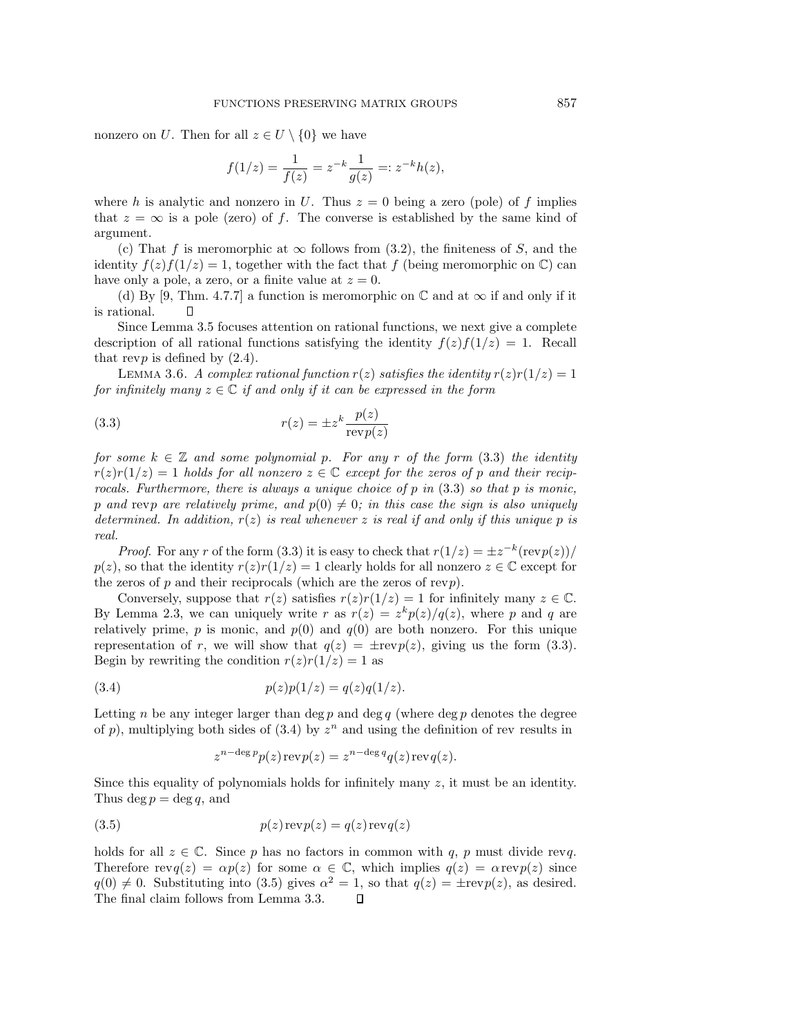nonzero on $U$. Then for all $z \in U \setminus \{0\}$ we have

$$f(1/z) = \frac{1}{f(z)} = z^{-k}\frac{1}{g(z)} =: z^{-k}h(z),$$

where $h$ is analytic and nonzero in $U$. Thus $z = 0$ being a zero (pole) of $f$ implies that $z = \infty$ is a pole (zero) of $f$. The converse is established by the same kind of argument.

(c) That $f$ is meromorphic at $\infty$ follows from (3.2), the finiteness of $S$, and the identity $f(z)f(1/z) = 1$, together with the fact that $f$ (being meromorphic on $\mathbb{C}$) can have only a pole, a zero, or a finite value at $z = 0$.

(d) By [9, Thm. 4.7.7] a function is meromorphic on $\mathbb{C}$ and at $\infty$ if and only if it is rational. $\square$

Since Lemma 3.5 focuses attention on rational functions, we next give a complete description of all rational functions satisfying the identity $f(z)f(1/z) = 1$. Recall that $\operatorname{rev}p$ is defined by (2.4).

Lemma 3.6. *A complex rational function $r(z)$ satisfies the identity $r(z)r(1/z) = 1$ for infinitely many $z \in \mathbb{C}$ if and only if it can be expressed in the form*

$$r(z) = \pm z^k \frac{p(z)}{\operatorname{rev}p(z)} \tag{3.3}$$

*for some $k \in \mathbb{Z}$ and some polynomial $p$. For any $r$ of the form (3.3) the identity $r(z)r(1/z) = 1$ holds for all nonzero $z \in \mathbb{C}$ except for the zeros of $p$ and their reciprocals. Furthermore, there is always a unique choice of $p$ in (3.3) so that $p$ is monic, $p$ and $\operatorname{rev}p$ are relatively prime, and $p(0) \neq 0$; in this case the sign is also uniquely determined. In addition, $r(z)$ is real whenever $z$ is real if and only if this unique $p$ is real.*

*Proof.* For any $r$ of the form (3.3) it is easy to check that $r(1/z) = \pm z^{-k}(\operatorname{rev}p(z))/p(z)$, so that the identity $r(z)r(1/z) = 1$ clearly holds for all nonzero $z \in \mathbb{C}$ except for the zeros of $p$ and their reciprocals (which are the zeros of $\operatorname{rev}p$).

Conversely, suppose that $r(z)$ satisfies $r(z)r(1/z) = 1$ for infinitely many $z \in \mathbb{C}$. By Lemma 2.3, we can uniquely write $r$ as $r(z) = z^k p(z)/q(z)$, where $p$ and $q$ are relatively prime, $p$ is monic, and $p(0)$ and $q(0)$ are both nonzero. For this unique representation of $r$, we will show that $q(z) = \pm\operatorname{rev}p(z)$, giving us the form (3.3). Begin by rewriting the condition $r(z)r(1/z) = 1$ as

$$p(z)p(1/z) = q(z)q(1/z). \tag{3.4}$$

Letting $n$ be any integer larger than $\deg p$ and $\deg q$ (where $\deg p$ denotes the degree of $p$), multiplying both sides of (3.4) by $z^n$ and using the definition of rev results in

$$z^{n-\deg p}p(z)\operatorname{rev}p(z) = z^{n-\deg q}q(z)\operatorname{rev}q(z).$$

Since this equality of polynomials holds for infinitely many $z$, it must be an identity. Thus $\deg p = \deg q$, and

$$p(z)\operatorname{rev}p(z) = q(z)\operatorname{rev}q(z) \tag{3.5}$$

holds for all $z \in \mathbb{C}$. Since $p$ has no factors in common with $q$, $p$ must divide $\operatorname{rev}q$. Therefore $\operatorname{rev}q(z) = \alpha p(z)$ for some $\alpha \in \mathbb{C}$, which implies $q(z) = \alpha\operatorname{rev}p(z)$ since $q(0) \neq 0$. Substituting into (3.5) gives $\alpha^2 = 1$, so that $q(z) = \pm\operatorname{rev}p(z)$, as desired. The final claim follows from Lemma 3.3. $\square$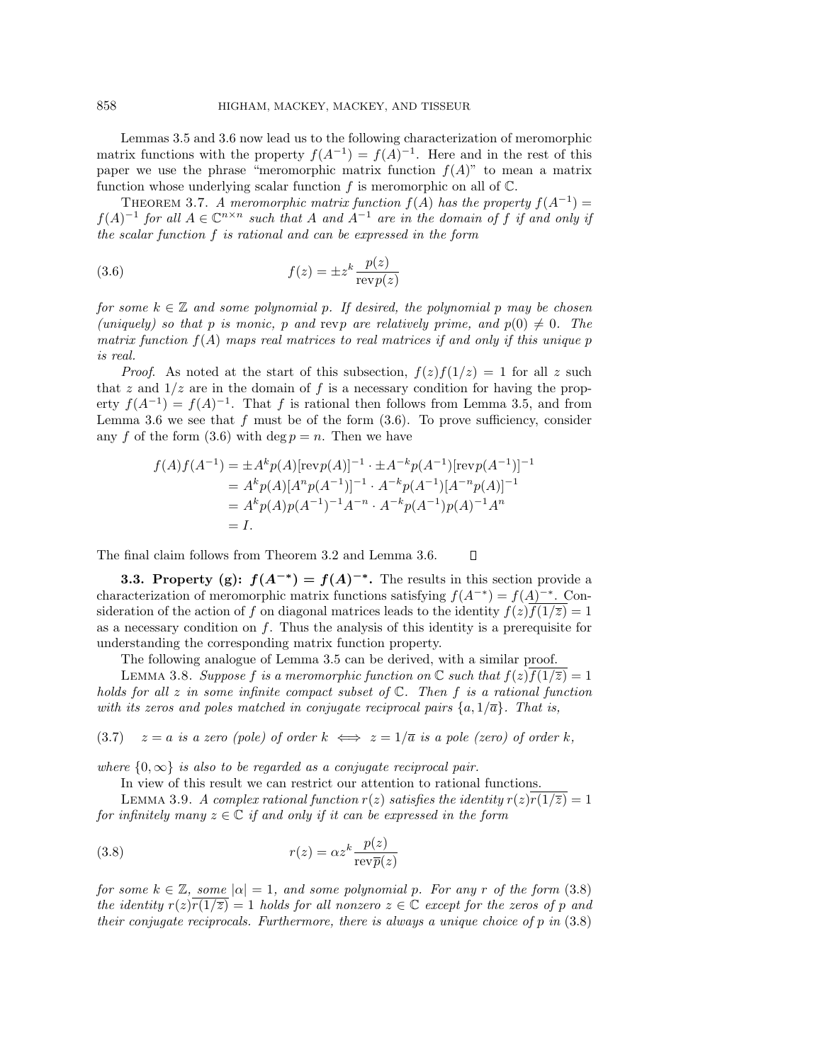Lemmas 3.5 and 3.6 now lead us to the following characterization of meromorphic matrix functions with the property $f(A^{-1}) = f(A)^{-1}$. Here and in the rest of this paper we use the phrase "meromorphic matrix function $f(A)$" to mean a matrix function whose underlying scalar function $f$ is meromorphic on all of $\mathbb{C}$.

THEOREM 3.7. *A meromorphic matrix function $f(A)$ has the property $f(A^{-1}) = f(A)^{-1}$ for all $A \in \mathbb{C}^{n\times n}$ such that $A$ and $A^{-1}$ are in the domain of $f$ if and only if the scalar function $f$ is rational and can be expressed in the form*

$$f(z) = \pm z^k \frac{p(z)}{\mathrm{rev}p(z)} \tag{3.6}$$

*for some $k \in \mathbb{Z}$ and some polynomial $p$. If desired, the polynomial $p$ may be chosen (uniquely) so that $p$ is monic, $p$ and $\mathrm{rev}p$ are relatively prime, and $p(0) \neq 0$. The matrix function $f(A)$ maps real matrices to real matrices if and only if this unique $p$ is real.*

*Proof.* As noted at the start of this subsection, $f(z)f(1/z) = 1$ for all $z$ such that $z$ and $1/z$ are in the domain of $f$ is a necessary condition for having the property $f(A^{-1}) = f(A)^{-1}$. That $f$ is rational then follows from Lemma 3.5, and from Lemma 3.6 we see that $f$ must be of the form (3.6). To prove sufficiency, consider any $f$ of the form (3.6) with $\deg p = n$. Then we have

$$\begin{aligned}
f(A)f(A^{-1}) &= \pm A^k p(A)[\mathrm{rev}p(A)]^{-1} \cdot \pm A^{-k} p(A^{-1})[\mathrm{rev}p(A^{-1})]^{-1} \\
&= A^k p(A)[A^n p(A^{-1})]^{-1} \cdot A^{-k} p(A^{-1})[A^{-n} p(A)]^{-1} \\
&= A^k p(A) p(A^{-1})^{-1} A^{-n} \cdot A^{-k} p(A^{-1}) p(A)^{-1} A^n \\
&= I.
\end{aligned}$$

The final claim follows from Theorem 3.2 and Lemma 3.6. $\square$

### 3.3. Property (g): $f(A^{-*}) = f(A)^{-*}$.

The results in this section provide a characterization of meromorphic matrix functions satisfying $f(A^{-*}) = f(A)^{-*}$. Consideration of the action of $f$ on diagonal matrices leads to the identity $f(z)\overline{f(1/\overline{z})} = 1$ as a necessary condition on $f$. Thus the analysis of this identity is a prerequisite for understanding the corresponding matrix function property.

The following analogue of Lemma 3.5 can be derived, with a similar proof.

LEMMA 3.8. *Suppose $f$ is a meromorphic function on $\mathbb{C}$ such that $f(z)\overline{f(1/\overline{z})} = 1$ holds for all $z$ in some infinite compact subset of $\mathbb{C}$. Then $f$ is a rational function with its zeros and poles matched in conjugate reciprocal pairs $\{a, 1/\overline{a}\}$. That is,*

$$z = a \text{ is a zero (pole) of order } k \iff z = 1/\overline{a} \text{ is a pole (zero) of order } k, \tag{3.7}$$

*where $\{0, \infty\}$ is also to be regarded as a conjugate reciprocal pair.*

In view of this result we can restrict our attention to rational functions.

LEMMA 3.9. *A complex rational function $r(z)$ satisfies the identity $r(z)\overline{r(1/\overline{z})} = 1$ for infinitely many $z \in \mathbb{C}$ if and only if it can be expressed in the form*

$$r(z) = \alpha z^k \frac{p(z)}{\mathrm{rev}\overline{p}(z)} \tag{3.8}$$

*for some $k \in \mathbb{Z}$, some $|\alpha| = 1$, and some polynomial $p$. For any $r$ of the form (3.8) the identity $r(z)\overline{r(1/\overline{z})} = 1$ holds for all nonzero $z \in \mathbb{C}$ except for the zeros of $p$ and their conjugate reciprocals. Furthermore, there is always a unique choice of $p$ in (3.8)*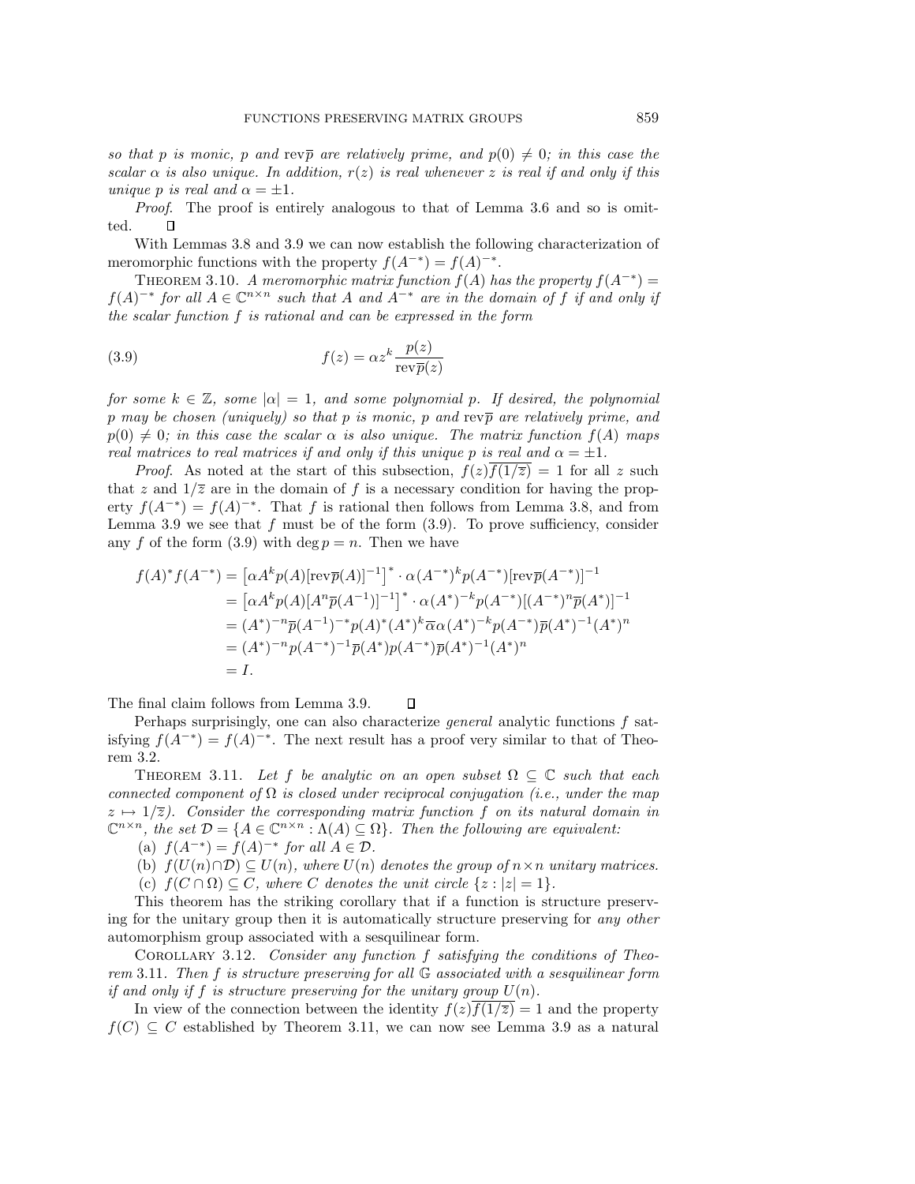*so that $p$ is monic, $p$ and $\mathrm{rev}\overline{p}$ are relatively prime, and $p(0) \neq 0$; in this case the scalar $\alpha$ is also unique. In addition, $r(z)$ is real whenever $z$ is real if and only if this unique $p$ is real and $\alpha = \pm 1$.*

*Proof*. The proof is entirely analogous to that of Lemma 3.6 and so is omitted. $\square$

With Lemmas 3.8 and 3.9 we can now establish the following characterization of meromorphic functions with the property $f(A^{-*}) = f(A)^{-*}$.

THEOREM 3.10. *A meromorphic matrix function $f(A)$ has the property $f(A^{-*}) = f(A)^{-*}$ for all $A \in \mathbb{C}^{n\times n}$ such that $A$ and $A^{-*}$ are in the domain of $f$ if and only if the scalar function $f$ is rational and can be expressed in the form*

$$f(z) = \alpha z^k \frac{p(z)}{\mathrm{rev}\overline{p}(z)} \tag{3.9}$$

*for some $k \in \mathbb{Z}$, some $|\alpha| = 1$, and some polynomial $p$. If desired, the polynomial $p$ may be chosen (uniquely) so that $p$ is monic, $p$ and $\mathrm{rev}\overline{p}$ are relatively prime, and $p(0) \neq 0$; in this case the scalar $\alpha$ is also unique. The matrix function $f(A)$ maps real matrices to real matrices if and only if this unique $p$ is real and $\alpha = \pm 1$.*

*Proof*. As noted at the start of this subsection, $f(z)\overline{f(1/\overline{z})} = 1$ for all $z$ such that $z$ and $1/\overline{z}$ are in the domain of $f$ is a necessary condition for having the property $f(A^{-*}) = f(A)^{-*}$. That $f$ is rational then follows from Lemma 3.8, and from Lemma 3.9 we see that $f$ must be of the form (3.9). To prove sufficiency, consider any $f$ of the form (3.9) with $\deg p = n$. Then we have

$$\begin{aligned}
f(A)^* f(A^{-*}) &= \left[\alpha A^k p(A)[\mathrm{rev}\overline{p}(A)]^{-1}\right]^* \cdot \alpha (A^{-*})^k p(A^{-*})[\mathrm{rev}\overline{p}(A^{-*})]^{-1} \\
&= \left[\alpha A^k p(A)[A^n \overline{p}(A^{-1})]^{-1}\right]^* \cdot \alpha (A^*)^{-k} p(A^{-*})[(A^{-*})^n \overline{p}(A^*)]^{-1} \\
&= (A^*)^{-n}\overline{p}(A^{-1})^{-*} p(A)^* (A^*)^k \overline{\alpha}\alpha (A^*)^{-k} p(A^{-*}) \overline{p}(A^*)^{-1} (A^*)^n \\
&= (A^*)^{-n} p(A^{-*})^{-1} \overline{p}(A^*) p(A^{-*}) \overline{p}(A^*)^{-1} (A^*)^n \\
&= I.
\end{aligned}$$

The final claim follows from Lemma 3.9. $\square$

Perhaps surprisingly, one can also characterize *general* analytic functions $f$ satisfying $f(A^{-*}) = f(A)^{-*}$. The next result has a proof very similar to that of Theorem 3.2.

THEOREM 3.11. *Let $f$ be analytic on an open subset $\Omega \subseteq \mathbb{C}$ such that each connected component of $\Omega$ is closed under reciprocal conjugation (i.e., under the map $z \mapsto 1/\overline{z}$). Consider the corresponding matrix function $f$ on its natural domain in $\mathbb{C}^{n\times n}$, the set $\mathcal{D} = \{A \in \mathbb{C}^{n\times n} : \Lambda(A) \subseteq \Omega\}$. Then the following are equivalent:*

(a) *$f(A^{-*}) = f(A)^{-*}$ for all $A \in \mathcal{D}$.*

(b) *$f(U(n) \cap \mathcal{D}) \subseteq U(n)$, where $U(n)$ denotes the group of $n\times n$ unitary matrices.*

(c) *$f(C \cap \Omega) \subseteq C$, where $C$ denotes the unit circle $\{z : |z| = 1\}$.*

This theorem has the striking corollary that if a function is structure preserving for the unitary group then it is automatically structure preserving for *any other* automorphism group associated with a sesquilinear form.

COROLLARY 3.12. *Consider any function $f$ satisfying the conditions of Theorem 3.11. Then $f$ is structure preserving for all $\mathbb{G}$ associated with a sesquilinear form if and only if $f$ is structure preserving for the unitary group $U(n)$.*

In view of the connection between the identity $f(z)\overline{f(1/\overline{z})} = 1$ and the property $f(C) \subseteq C$ established by Theorem 3.11, we can now see Lemma 3.9 as a natural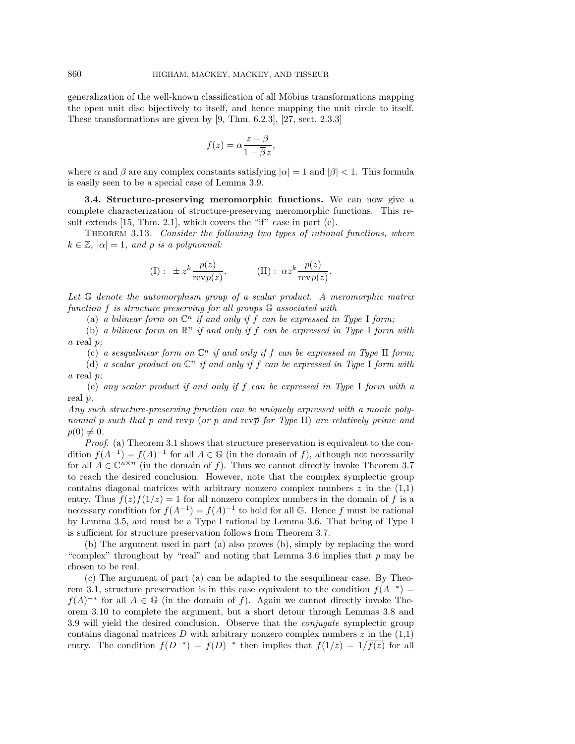generalization of the well-known classification of all Möbius transformations mapping the open unit disc bijectively to itself, and hence mapping the unit circle to itself. These transformations are given by [9, Thm. 6.2.3], [27, sect. 2.3.3]

$$f(z) = \alpha \frac{z - \beta}{1 - \overline{\beta} z},$$

where $\alpha$ and $\beta$ are any complex constants satisfying $|\alpha| = 1$ and $|\beta| < 1$. This formula is easily seen to be a special case of Lemma 3.9.

### 3.4. Structure-preserving meromorphic functions.

We can now give a complete characterization of structure-preserving meromorphic functions. This result extends [15, Thm. 2.1], which covers the "if" case in part (e).

THEOREM 3.13. *Consider the following two types of rational functions, where $k \in \mathbb{Z}$, $|\alpha| = 1$, and $p$ is a polynomial:*

$$(\mathrm{I}): \ \pm z^k \frac{p(z)}{\operatorname{rev} p(z)}, \qquad (\mathrm{II}): \ \alpha z^k \frac{p(z)}{\operatorname{rev} \overline{p}(z)}.$$

*Let $\mathbb{G}$ denote the automorphism group of a scalar product. A meromorphic matrix function $f$ is structure preserving for all groups $\mathbb{G}$ associated with*

(a) *a bilinear form on $\mathbb{C}^n$ if and only if $f$ can be expressed in Type I form;*

(b) *a bilinear form on $\mathbb{R}^n$ if and only if $f$ can be expressed in Type I form with a* real *$p$;*

(c) *a sesquilinear form on $\mathbb{C}^n$ if and only if $f$ can be expressed in Type II form;*

(d) *a scalar product on $\mathbb{C}^n$ if and only if $f$ can be expressed in Type I form with a* real *$p$;*

(e) *any scalar product if and only if $f$ can be expressed in Type I form with a* real *$p$.*

*Any such structure-preserving function can be uniquely expressed with a monic polynomial $p$ such that $p$ and $\operatorname{rev} p$ (or $p$ and $\operatorname{rev} \overline{p}$ for Type II) are relatively prime and $p(0) \neq 0$.*

*Proof.* (a) Theorem 3.1 shows that structure preservation is equivalent to the condition $f(A^{-1}) = f(A)^{-1}$ for all $A \in \mathbb{G}$ (in the domain of $f$), although not necessarily for all $A \in \mathbb{C}^{n \times n}$ (in the domain of $f$). Thus we cannot directly invoke Theorem 3.7 to reach the desired conclusion. However, note that the complex symplectic group contains diagonal matrices with arbitrary nonzero complex numbers $z$ in the (1,1) entry. Thus $f(z)f(1/z) = 1$ for all nonzero complex numbers in the domain of $f$ is a necessary condition for $f(A^{-1}) = f(A)^{-1}$ to hold for all $\mathbb{G}$. Hence $f$ must be rational by Lemma 3.5, and must be a Type I rational by Lemma 3.6. That being of Type I is sufficient for structure preservation follows from Theorem 3.7.

(b) The argument used in part (a) also proves (b), simply by replacing the word "complex" throughout by "real" and noting that Lemma 3.6 implies that $p$ may be chosen to be real.

(c) The argument of part (a) can be adapted to the sesquilinear case. By Theorem 3.1, structure preservation is in this case equivalent to the condition $f(A^{-*}) = f(A)^{-*}$ for all $A \in \mathbb{G}$ (in the domain of $f$). Again we cannot directly invoke Theorem 3.10 to complete the argument, but a short detour through Lemmas 3.8 and 3.9 will yield the desired conclusion. Observe that the *conjugate* symplectic group contains diagonal matrices $D$ with arbitrary nonzero complex numbers $z$ in the (1,1) entry. The condition $f(D^{-*}) = f(D)^{-*}$ then implies that $f(1/\overline{z}) = 1/\overline{f(z)}$ for all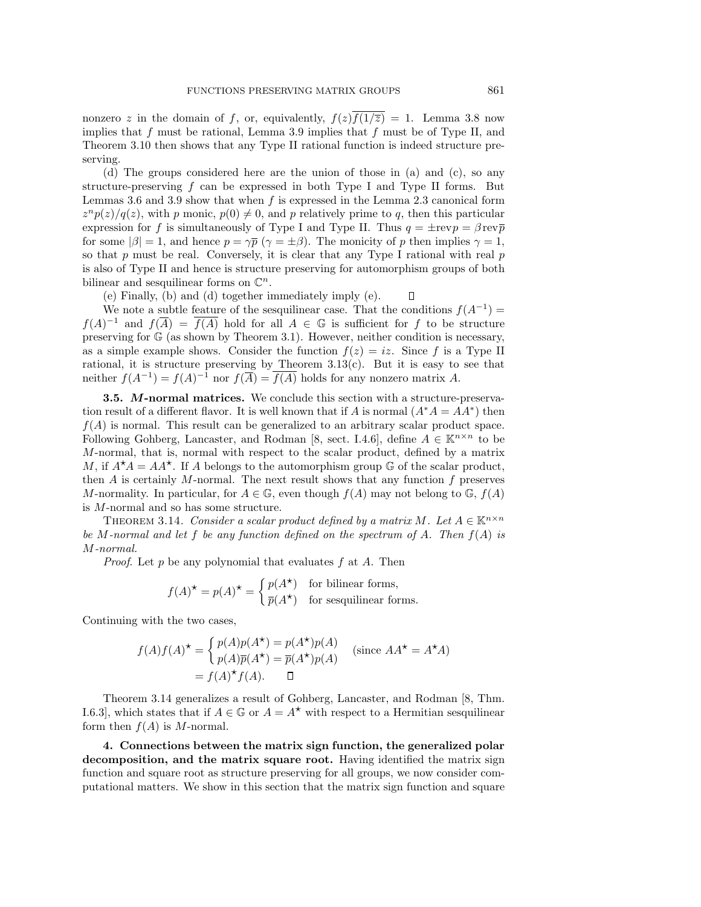nonzero $z$ in the domain of $f$, or, equivalently, $f(z)\overline{f(1/\overline{z})} = 1$. Lemma 3.8 now implies that $f$ must be rational, Lemma 3.9 implies that $f$ must be of Type II, and Theorem 3.10 then shows that any Type II rational function is indeed structure preserving.

(d) The groups considered here are the union of those in (a) and (c), so any structure-preserving $f$ can be expressed in both Type I and Type II forms. But Lemmas 3.6 and 3.9 show that when $f$ is expressed in the Lemma 2.3 canonical form $z^n p(z)/q(z)$, with $p$ monic, $p(0) \neq 0$, and $p$ relatively prime to $q$, then this particular expression for $f$ is simultaneously of Type I and Type II. Thus $q = \pm \text{rev} p = \beta \, \text{rev} \overline{p}$ for some $|\beta| = 1$, and hence $p = \gamma \overline{p}$ ($\gamma = \pm \beta$). The monicity of $p$ then implies $\gamma = 1$, so that $p$ must be real. Conversely, it is clear that any Type I rational with real $p$ is also of Type II and hence is structure preserving for automorphism groups of both bilinear and sesquilinear forms on $\mathbb{C}^n$.

(e) Finally, (b) and (d) together immediately imply (e). $\square$

We note a subtle feature of the sesquilinear case. That the conditions $f(A^{-1}) = f(A)^{-1}$ and $f(\overline{A}) = \overline{f(A)}$ hold for all $A \in \mathbb{G}$ is sufficient for $f$ to be structure preserving for $\mathbb{G}$ (as shown by Theorem 3.1). However, neither condition is necessary, as a simple example shows. Consider the function $f(z) = iz$. Since $f$ is a Type II rational, it is structure preserving by Theorem 3.13(c). But it is easy to see that neither $f(A^{-1}) = f(A)^{-1}$ nor $f(\overline{A}) = \overline{f(A)}$ holds for any nonzero matrix $A$.

**3.5. *M*-normal matrices.** We conclude this section with a structure-preservation result of a different flavor. It is well known that if $A$ is normal ($A^*A = AA^*$) then $f(A)$ is normal. This result can be generalized to an arbitrary scalar product space. Following Gohberg, Lancaster, and Rodman [8, sect. I.4.6], define $A \in \mathbb{K}^{n\times n}$ to be $M$-normal, that is, normal with respect to the scalar product, defined by a matrix $M$, if $A^\star A = AA^\star$. If $A$ belongs to the automorphism group $\mathbb{G}$ of the scalar product, then $A$ is certainly $M$-normal. The next result shows that any function $f$ preserves $M$-normality. In particular, for $A \in \mathbb{G}$, even though $f(A)$ may not belong to $\mathbb{G}$, $f(A)$ is $M$-normal and so has some structure.

THEOREM 3.14. *Consider a scalar product defined by a matrix $M$. Let $A \in \mathbb{K}^{n\times n}$ be $M$-normal and let $f$ be any function defined on the spectrum of $A$. Then $f(A)$ is $M$-normal.*

*Proof.* Let $p$ be any polynomial that evaluates $f$ at $A$. Then

$$f(A)^\star = p(A)^\star = \begin{cases} p(A^\star) & \text{for bilinear forms,} \\ \overline{p}(A^\star) & \text{for sesquilinear forms.} \end{cases}$$

Continuing with the two cases,

$$\begin{aligned} f(A)f(A)^\star &= \begin{cases} p(A)p(A^\star) = p(A^\star)p(A) \\ p(A)\overline{p}(A^\star) = \overline{p}(A^\star)p(A) \end{cases} \quad (\text{since } AA^\star = A^\star A) \\ &= f(A)^\star f(A). \qquad \square \end{aligned}$$

Theorem 3.14 generalizes a result of Gohberg, Lancaster, and Rodman [8, Thm. I.6.3], which states that if $A \in \mathbb{G}$ or $A = A^\star$ with respect to a Hermitian sesquilinear form then $f(A)$ is $M$-normal.

## 4. Connections between the matrix sign function, the generalized polar decomposition, and the matrix square root.

Having identified the matrix sign function and square root as structure preserving for all groups, we now consider computational matters. We show in this section that the matrix sign function and square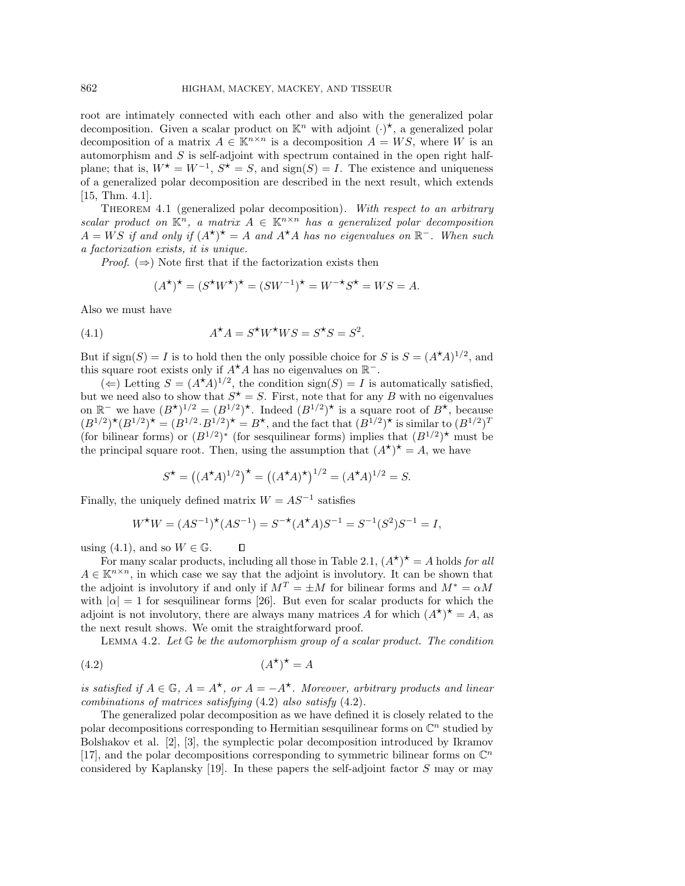root are intimately connected with each other and also with the generalized polar decomposition. Given a scalar product on $\mathbb{K}^n$ with adjoint $(\cdot)^\star$, a generalized polar decomposition of a matrix $A \in \mathbb{K}^{n\times n}$ is a decomposition $A = WS$, where $W$ is an automorphism and $S$ is self-adjoint with spectrum contained in the open right half-plane; that is, $W^\star = W^{-1}$, $S^\star = S$, and $\operatorname{sign}(S) = I$. The existence and uniqueness of a generalized polar decomposition are described in the next result, which extends [15, Thm. 4.1].

Theorem 4.1 (generalized polar decomposition). *With respect to an arbitrary scalar product on $\mathbb{K}^n$, a matrix $A \in \mathbb{K}^{n\times n}$ has a generalized polar decomposition $A = WS$ if and only if $(A^\star)^\star = A$ and $A^\star A$ has no eigenvalues on $\mathbb{R}^-$. When such a factorization exists, it is unique.*

*Proof.* ($\Rightarrow$) Note first that if the factorization exists then

$$(A^\star)^\star = (S^\star W^\star)^\star = (SW^{-1})^\star = W^{-\star}S^\star = WS = A.$$

Also we must have

$$A^\star A = S^\star W^\star W S = S^\star S = S^2. \tag{4.1}$$

But if $\operatorname{sign}(S) = I$ is to hold then the only possible choice for $S$ is $S = (A^\star A)^{1/2}$, and this square root exists only if $A^\star A$ has no eigenvalues on $\mathbb{R}^-$.

($\Leftarrow$) Letting $S = (A^\star A)^{1/2}$, the condition $\operatorname{sign}(S) = I$ is automatically satisfied, but we need also to show that $S^\star = S$. First, note that for any $B$ with no eigenvalues on $\mathbb{R}^-$ we have $(B^\star)^{1/2} = (B^{1/2})^\star$. Indeed $(B^{1/2})^\star$ is a square root of $B^\star$, because $(B^{1/2})^\star (B^{1/2})^\star = (B^{1/2}\cdot B^{1/2})^\star = B^\star$, and the fact that $(B^{1/2})^\star$ is similar to $(B^{1/2})^T$ (for bilinear forms) or $(B^{1/2})^*$ (for sesquilinear forms) implies that $(B^{1/2})^\star$ must be the principal square root. Then, using the assumption that $(A^\star)^\star = A$, we have

$$S^\star = \left((A^\star A)^{1/2}\right)^\star = \left((A^\star A)^\star\right)^{1/2} = (A^\star A)^{1/2} = S.$$

Finally, the uniquely defined matrix $W = AS^{-1}$ satisfies

$$W^\star W = (AS^{-1})^\star (AS^{-1}) = S^{-\star}(A^\star A)S^{-1} = S^{-1}(S^2)S^{-1} = I,$$

using (4.1), and so $W \in \mathbb{G}$. $\square$

For many scalar products, including all those in Table 2.1, $(A^\star)^\star = A$ holds *for all* $A \in \mathbb{K}^{n\times n}$, in which case we say that the adjoint is involutory. It can be shown that the adjoint is involutory if and only if $M^T = \pm M$ for bilinear forms and $M^* = \alpha M$ with $|\alpha| = 1$ for sesquilinear forms [26]. But even for scalar products for which the adjoint is not involutory, there are always many matrices $A$ for which $(A^\star)^\star = A$, as the next result shows. We omit the straightforward proof.

Lemma 4.2. *Let $\mathbb{G}$ be the automorphism group of a scalar product. The condition*

$$(A^\star)^\star = A \tag{4.2}$$

*is satisfied if $A \in \mathbb{G}$, $A = A^\star$, or $A = -A^\star$. Moreover, arbitrary products and linear combinations of matrices satisfying* (4.2) *also satisfy* (4.2).

The generalized polar decomposition as we have defined it is closely related to the polar decompositions corresponding to Hermitian sesquilinear forms on $\mathbb{C}^n$ studied by Bolshakov et al. [2], [3], the symplectic polar decomposition introduced by Ikramov [17], and the polar decompositions corresponding to symmetric bilinear forms on $\mathbb{C}^n$ considered by Kaplansky [19]. In these papers the self-adjoint factor $S$ may or may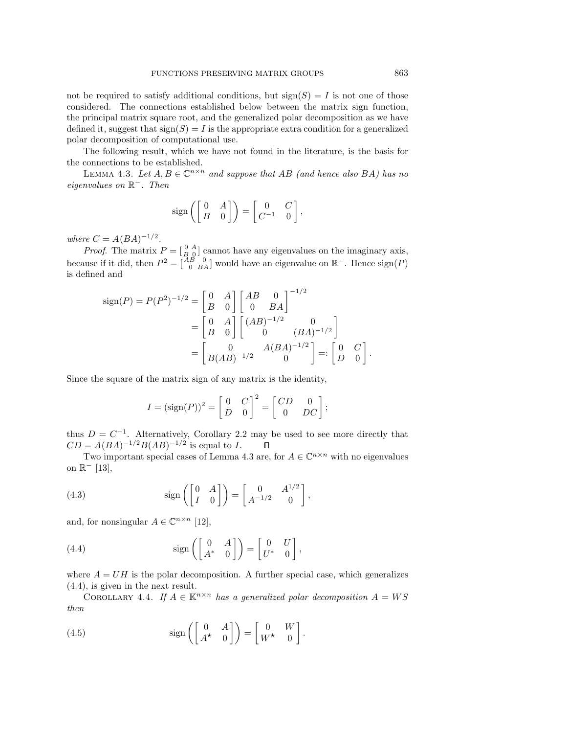not be required to satisfy additional conditions, but $\mathrm{sign}(S) = I$ is not one of those considered. The connections established below between the matrix sign function, the principal matrix square root, and the generalized polar decomposition as we have defined it, suggest that $\mathrm{sign}(S) = I$ is the appropriate extra condition for a generalized polar decomposition of computational use.

The following result, which we have not found in the literature, is the basis for the connections to be established.

Lemma 4.3. *Let $A, B \in \mathbb{C}^{n\times n}$ and suppose that $AB$ (and hence also $BA$) has no eigenvalues on $\mathbb{R}^-$. Then*

$$\mathrm{sign}\left(\begin{bmatrix} 0 & A \\ B & 0 \end{bmatrix}\right) = \begin{bmatrix} 0 & C \\ C^{-1} & 0 \end{bmatrix},$$

*where $C = A(BA)^{-1/2}$.*

*Proof.* The matrix $P = \left[\begin{smallmatrix} 0 & A \\ B & 0 \end{smallmatrix}\right]$ cannot have any eigenvalues on the imaginary axis, because if it did, then $P^2 = \left[\begin{smallmatrix} AB & 0 \\ 0 & BA \end{smallmatrix}\right]$ would have an eigenvalue on $\mathbb{R}^-$. Hence $\mathrm{sign}(P)$ is defined and

$$\begin{aligned}
\mathrm{sign}(P) = P(P^2)^{-1/2} &= \begin{bmatrix} 0 & A \\ B & 0 \end{bmatrix} \begin{bmatrix} AB & 0 \\ 0 & BA \end{bmatrix}^{-1/2} \\
&= \begin{bmatrix} 0 & A \\ B & 0 \end{bmatrix} \begin{bmatrix} (AB)^{-1/2} & 0 \\ 0 & (BA)^{-1/2} \end{bmatrix} \\
&= \begin{bmatrix} 0 & A(BA)^{-1/2} \\ B(AB)^{-1/2} & 0 \end{bmatrix} =: \begin{bmatrix} 0 & C \\ D & 0 \end{bmatrix}.
\end{aligned}$$

Since the square of the matrix sign of any matrix is the identity,

$$I = (\mathrm{sign}(P))^2 = \begin{bmatrix} 0 & C \\ D & 0 \end{bmatrix}^2 = \begin{bmatrix} CD & 0 \\ 0 & DC \end{bmatrix};$$

thus $D = C^{-1}$. Alternatively, Corollary 2.2 may be used to see more directly that $CD = A(BA)^{-1/2}B(AB)^{-1/2}$ is equal to $I$. ∎

Two important special cases of Lemma 4.3 are, for $A \in \mathbb{C}^{n\times n}$ with no eigenvalues on $\mathbb{R}^-$ [13],

$$\mathrm{sign}\left(\begin{bmatrix} 0 & A \\ I & 0 \end{bmatrix}\right) = \begin{bmatrix} 0 & A^{1/2} \\ A^{-1/2} & 0 \end{bmatrix}, \tag{4.3}$$

and, for nonsingular $A \in \mathbb{C}^{n\times n}$ [12],

$$\mathrm{sign}\left(\begin{bmatrix} 0 & A \\ A^* & 0 \end{bmatrix}\right) = \begin{bmatrix} 0 & U \\ U^* & 0 \end{bmatrix}, \tag{4.4}$$

where $A = UH$ is the polar decomposition. A further special case, which generalizes (4.4), is given in the next result.

Corollary 4.4. *If $A \in \mathbb{K}^{n\times n}$ has a generalized polar decomposition $A = WS$ then*

$$\mathrm{sign}\left(\begin{bmatrix} 0 & A \\ A^\star & 0 \end{bmatrix}\right) = \begin{bmatrix} 0 & W \\ W^\star & 0 \end{bmatrix}. \tag{4.5}$$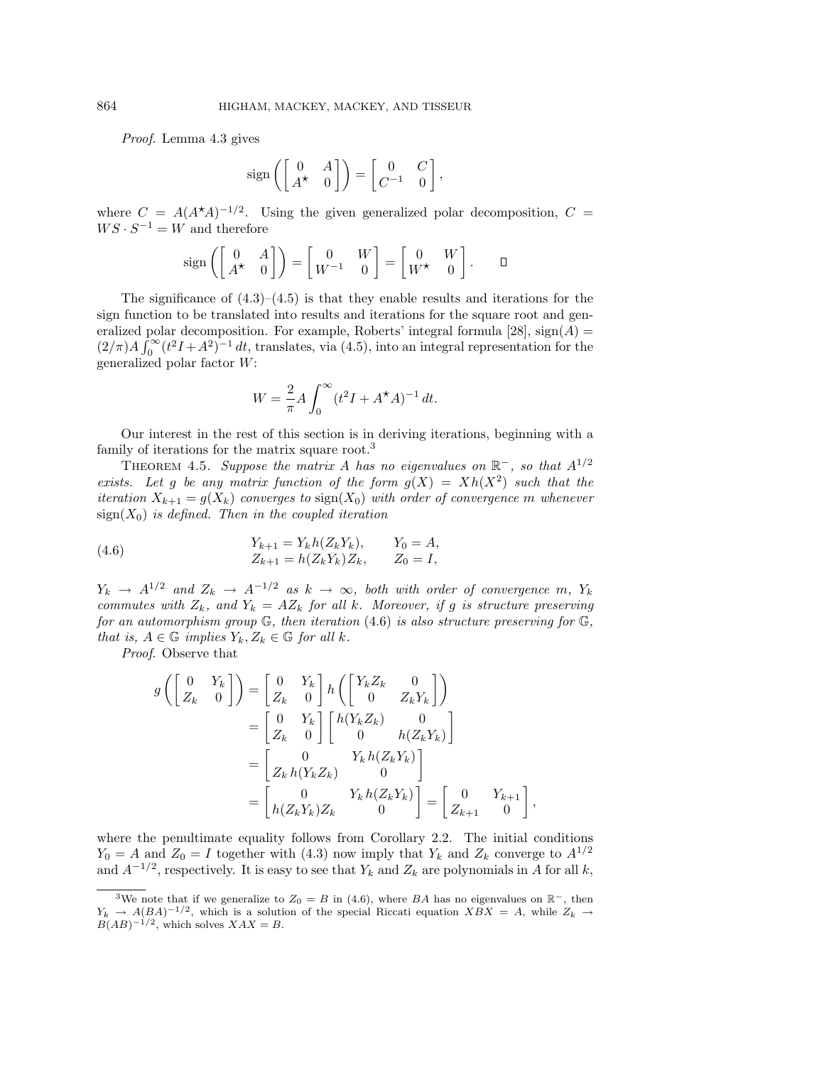*Proof*. Lemma 4.3 gives

$$\operatorname{sign}\left(\begin{bmatrix} 0 & A \\ A^\star & 0 \end{bmatrix}\right) = \begin{bmatrix} 0 & C \\ C^{-1} & 0 \end{bmatrix},$$

where $C = A(A^\star A)^{-1/2}$. Using the given generalized polar decomposition, $C = WS \cdot S^{-1} = W$ and therefore

$$\operatorname{sign}\left(\begin{bmatrix} 0 & A \\ A^\star & 0 \end{bmatrix}\right) = \begin{bmatrix} 0 & W \\ W^{-1} & 0 \end{bmatrix} = \begin{bmatrix} 0 & W \\ W^\star & 0 \end{bmatrix}. \qquad \square$$

The significance of (4.3)–(4.5) is that they enable results and iterations for the sign function to be translated into results and iterations for the square root and generalized polar decomposition. For example, Roberts' integral formula [28], $\operatorname{sign}(A) = (2/\pi)A\int_0^\infty (t^2 I + A^2)^{-1}\,dt$, translates, via (4.5), into an integral representation for the generalized polar factor $W$:

$$W = \frac{2}{\pi} A \int_0^\infty (t^2 I + A^\star A)^{-1}\,dt.$$

Our interest in the rest of this section is in deriving iterations, beginning with a family of iterations for the matrix square root.[3]

THEOREM 4.5. *Suppose the matrix $A$ has no eigenvalues on $\mathbb{R}^-$, so that $A^{1/2}$ exists. Let $g$ be any matrix function of the form $g(X) = X\,h(X^2)$ such that the iteration $X_{k+1} = g(X_k)$ converges to $\operatorname{sign}(X_0)$ with order of convergence $m$ whenever $\operatorname{sign}(X_0)$ is defined. Then in the coupled iteration*

$$\begin{aligned} Y_{k+1} &= Y_k\,h(Z_kY_k), \qquad Y_0 = A, \\ Z_{k+1} &= h(Z_kY_k)Z_k, \qquad Z_0 = I, \end{aligned} \tag{4.6}$$

*$Y_k \to A^{1/2}$ and $Z_k \to A^{-1/2}$ as $k \to \infty$, both with order of convergence $m$, $Y_k$ commutes with $Z_k$, and $Y_k = AZ_k$ for all $k$. Moreover, if $g$ is structure preserving for an automorphism group $\mathbb{G}$, then iteration* (4.6) *is also structure preserving for $\mathbb{G}$, that is, $A \in \mathbb{G}$ implies $Y_k, Z_k \in \mathbb{G}$ for all $k$.*

*Proof*. Observe that

$$\begin{aligned} g\left(\begin{bmatrix} 0 & Y_k \\ Z_k & 0 \end{bmatrix}\right) &= \begin{bmatrix} 0 & Y_k \\ Z_k & 0 \end{bmatrix} h\left(\begin{bmatrix} Y_kZ_k & 0 \\ 0 & Z_kY_k \end{bmatrix}\right) \\ &= \begin{bmatrix} 0 & Y_k \\ Z_k & 0 \end{bmatrix} \begin{bmatrix} h(Y_kZ_k) & 0 \\ 0 & h(Z_kY_k) \end{bmatrix} \\ &= \begin{bmatrix} 0 & Y_k\,h(Z_kY_k) \\ Z_k\,h(Y_kZ_k) & 0 \end{bmatrix} \\ &= \begin{bmatrix} 0 & Y_k\,h(Z_kY_k) \\ h(Z_kY_k)Z_k & 0 \end{bmatrix} = \begin{bmatrix} 0 & Y_{k+1} \\ Z_{k+1} & 0 \end{bmatrix}, \end{aligned}$$

where the penultimate equality follows from Corollary 2.2. The initial conditions $Y_0 = A$ and $Z_0 = I$ together with (4.3) now imply that $Y_k$ and $Z_k$ converge to $A^{1/2}$ and $A^{-1/2}$, respectively. It is easy to see that $Y_k$ and $Z_k$ are polynomials in $A$ for all $k$,

---

[3] We note that if we generalize to $Z_0 = B$ in (4.6), where $BA$ has no eigenvalues on $\mathbb{R}^-$, then $Y_k \to A(BA)^{-1/2}$, which is a solution of the special Riccati equation $XBX = A$, while $Z_k \to B(AB)^{-1/2}$, which solves $XAX = B$.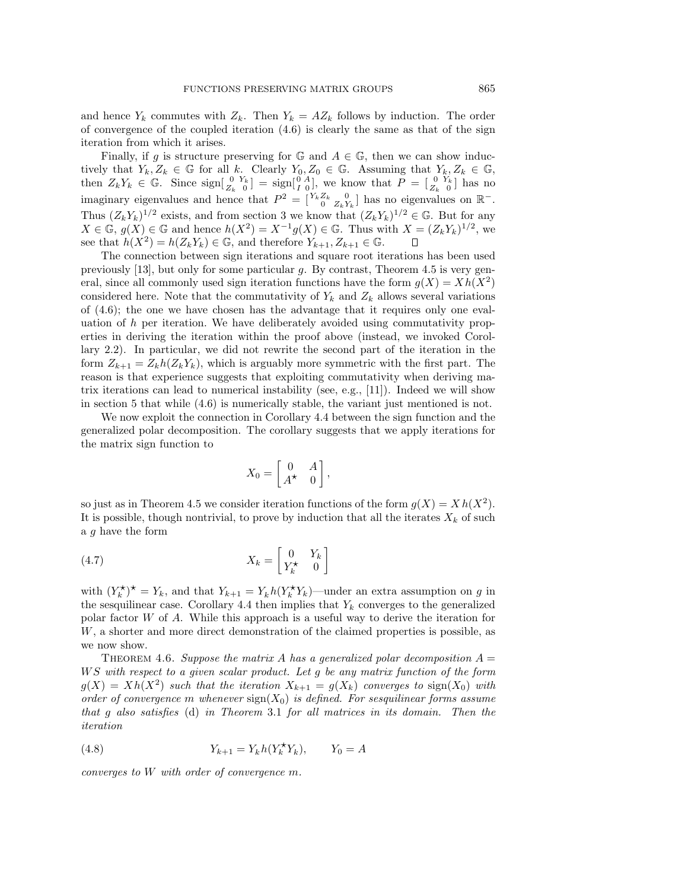and hence $Y_k$ commutes with $Z_k$. Then $Y_k = AZ_k$ follows by induction. The order of convergence of the coupled iteration (4.6) is clearly the same as that of the sign iteration from which it arises.

Finally, if $g$ is structure preserving for $\mathbb{G}$ and $A \in \mathbb{G}$, then we can show inductively that $Y_k, Z_k \in \mathbb{G}$ for all $k$. Clearly $Y_0, Z_0 \in \mathbb{G}$. Assuming that $Y_k, Z_k \in \mathbb{G}$, then $Z_k Y_k \in \mathbb{G}$. Since $\operatorname{sign}\left[\begin{smallmatrix} 0 & Y_k \\ Z_k & 0 \end{smallmatrix}\right] = \operatorname{sign}\left[\begin{smallmatrix} 0 & A \\ I & 0 \end{smallmatrix}\right]$, we know that $P = \left[\begin{smallmatrix} 0 & Y_k \\ Z_k & 0 \end{smallmatrix}\right]$ has no imaginary eigenvalues and hence that $P^2 = \left[\begin{smallmatrix} Y_k Z_k & 0 \\ 0 & Z_k Y_k \end{smallmatrix}\right]$ has no eigenvalues on $\mathbb{R}^-$. Thus $(Z_k Y_k)^{1/2}$ exists, and from section 3 we know that $(Z_k Y_k)^{1/2} \in \mathbb{G}$. But for any $X \in \mathbb{G}$, $g(X) \in \mathbb{G}$ and hence $h(X^2) = X^{-1} g(X) \in \mathbb{G}$. Thus with $X = (Z_k Y_k)^{1/2}$, we see that $h(X^2) = h(Z_k Y_k) \in \mathbb{G}$, and therefore $Y_{k+1}, Z_{k+1} \in \mathbb{G}$. $\square$

The connection between sign iterations and square root iterations has been used previously [13], but only for some particular $g$. By contrast, Theorem 4.5 is very general, since all commonly used sign iteration functions have the form $g(X) = X h(X^2)$ considered here. Note that the commutativity of $Y_k$ and $Z_k$ allows several variations of (4.6); the one we have chosen has the advantage that it requires only one evaluation of $h$ per iteration. We have deliberately avoided using commutativity properties in deriving the iteration within the proof above (instead, we invoked Corollary 2.2). In particular, we did not rewrite the second part of the iteration in the form $Z_{k+1} = Z_k h(Z_k Y_k)$, which is arguably more symmetric with the first part. The reason is that experience suggests that exploiting commutativity when deriving matrix iterations can lead to numerical instability (see, e.g., [11]). Indeed we will show in section 5 that while (4.6) is numerically stable, the variant just mentioned is not.

We now exploit the connection in Corollary 4.4 between the sign function and the generalized polar decomposition. The corollary suggests that we apply iterations for the matrix sign function to

$$X_0 = \begin{bmatrix} 0 & A \\ A^\star & 0 \end{bmatrix},$$

so just as in Theorem 4.5 we consider iteration functions of the form $g(X) = X\,h(X^2)$. It is possible, though nontrivial, to prove by induction that all the iterates $X_k$ of such a $g$ have the form

$$X_k = \begin{bmatrix} 0 & Y_k \\ Y_k^\star & 0 \end{bmatrix} \tag{4.7}$$

with $(Y_k^\star)^\star = Y_k$, and that $Y_{k+1} = Y_k\,h(Y_k^\star Y_k)$—under an extra assumption on $g$ in the sesquilinear case. Corollary 4.4 then implies that $Y_k$ converges to the generalized polar factor $W$ of $A$. While this approach is a useful way to derive the iteration for $W$, a shorter and more direct demonstration of the claimed properties is possible, as we now show.

Theorem 4.6. *Suppose the matrix $A$ has a generalized polar decomposition $A = WS$ with respect to a given scalar product. Let $g$ be any matrix function of the form $g(X) = Xh(X^2)$ such that the iteration $X_{k+1} = g(X_k)$ converges to $\operatorname{sign}(X_0)$ with order of convergence $m$ whenever $\operatorname{sign}(X_0)$ is defined. For sesquilinear forms assume that $g$ also satisfies* (d) *in Theorem* 3.1 *for all matrices in its domain. Then the iteration*

$$Y_{k+1} = Y_k\,h(Y_k^\star Y_k), \qquad Y_0 = A \tag{4.8}$$

*converges to $W$ with order of convergence $m$.*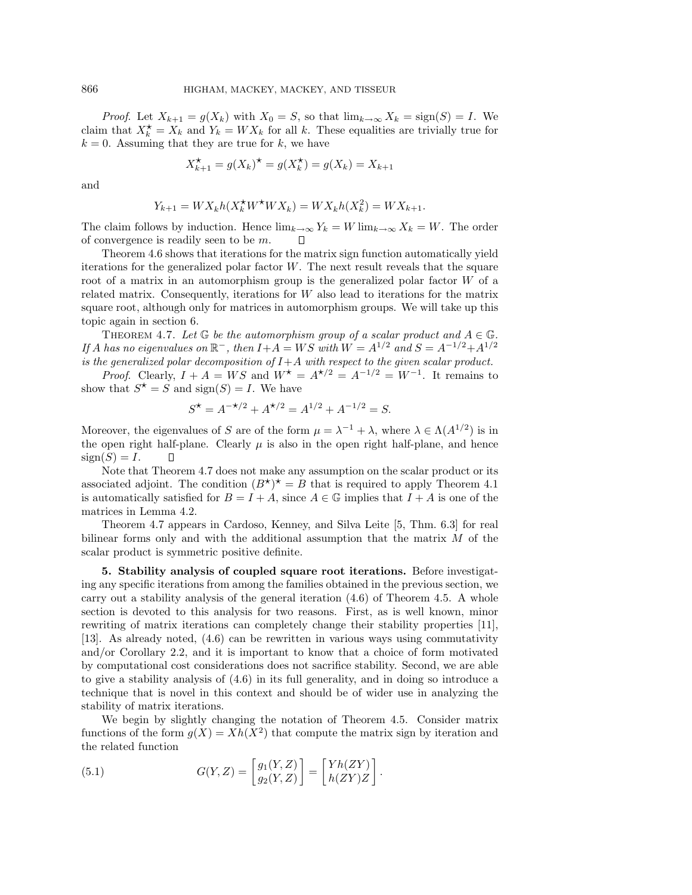*Proof*. Let $X_{k+1} = g(X_k)$ with $X_0 = S$, so that $\lim_{k\to\infty} X_k = \operatorname{sign}(S) = I$. We claim that $X_k^\star = X_k$ and $Y_k = WX_k$ for all $k$. These equalities are trivially true for $k = 0$. Assuming that they are true for $k$, we have

$$X_{k+1}^\star = g(X_k)^\star = g(X_k^\star) = g(X_k) = X_{k+1}$$

and

$$Y_{k+1} = WX_k h(X_k^\star W^\star W X_k) = WX_k h(X_k^2) = WX_{k+1}.$$

The claim follows by induction. Hence $\lim_{k\to\infty} Y_k = W \lim_{k\to\infty} X_k = W$. The order of convergence is readily seen to be $m$. ∎

Theorem 4.6 shows that iterations for the matrix sign function automatically yield iterations for the generalized polar factor $W$. The next result reveals that the square root of a matrix in an automorphism group is the generalized polar factor $W$ of a related matrix. Consequently, iterations for $W$ also lead to iterations for the matrix square root, although only for matrices in automorphism groups. We will take up this topic again in section 6.

THEOREM 4.7. *Let $\mathbb{G}$ be the automorphism group of a scalar product and $A \in \mathbb{G}$. If $A$ has no eigenvalues on $\mathbb{R}^-$, then $I + A = WS$ with $W = A^{1/2}$ and $S = A^{-1/2} + A^{1/2}$ is the generalized polar decomposition of $I + A$ with respect to the given scalar product.*

*Proof*. Clearly, $I + A = WS$ and $W^\star = A^{\star/2} = A^{-1/2} = W^{-1}$. It remains to show that $S^\star = S$ and $\operatorname{sign}(S) = I$. We have

$$S^\star = A^{-\star/2} + A^{\star/2} = A^{1/2} + A^{-1/2} = S.$$

Moreover, the eigenvalues of $S$ are of the form $\mu = \lambda^{-1} + \lambda$, where $\lambda \in \Lambda(A^{1/2})$ is in the open right half-plane. Clearly $\mu$ is also in the open right half-plane, and hence $\operatorname{sign}(S) = I$. ∎

Note that Theorem 4.7 does not make any assumption on the scalar product or its associated adjoint. The condition $(B^\star)^\star = B$ that is required to apply Theorem 4.1 is automatically satisfied for $B = I + A$, since $A \in \mathbb{G}$ implies that $I + A$ is one of the matrices in Lemma 4.2.

Theorem 4.7 appears in Cardoso, Kenney, and Silva Leite [5, Thm. 6.3] for real bilinear forms only and with the additional assumption that the matrix $M$ of the scalar product is symmetric positive definite.

## 5. Stability analysis of coupled square root iterations.

Before investigating any specific iterations from among the families obtained in the previous section, we carry out a stability analysis of the general iteration (4.6) of Theorem 4.5. A whole section is devoted to this analysis for two reasons. First, as is well known, minor rewriting of matrix iterations can completely change their stability properties [11], [13]. As already noted, (4.6) can be rewritten in various ways using commutativity and/or Corollary 2.2, and it is important to know that a choice of form motivated by computational cost considerations does not sacrifice stability. Second, we are able to give a stability analysis of (4.6) in its full generality, and in doing so introduce a technique that is novel in this context and should be of wider use in analyzing the stability of matrix iterations.

We begin by slightly changing the notation of Theorem 4.5. Consider matrix functions of the form $g(X) = Xh(X^2)$ that compute the matrix sign by iteration and the related function

$$G(Y, Z) = \begin{bmatrix} g_1(Y, Z) \\ g_2(Y, Z) \end{bmatrix} = \begin{bmatrix} Yh(ZY) \\ h(ZY)Z \end{bmatrix}. \tag{5.1}$$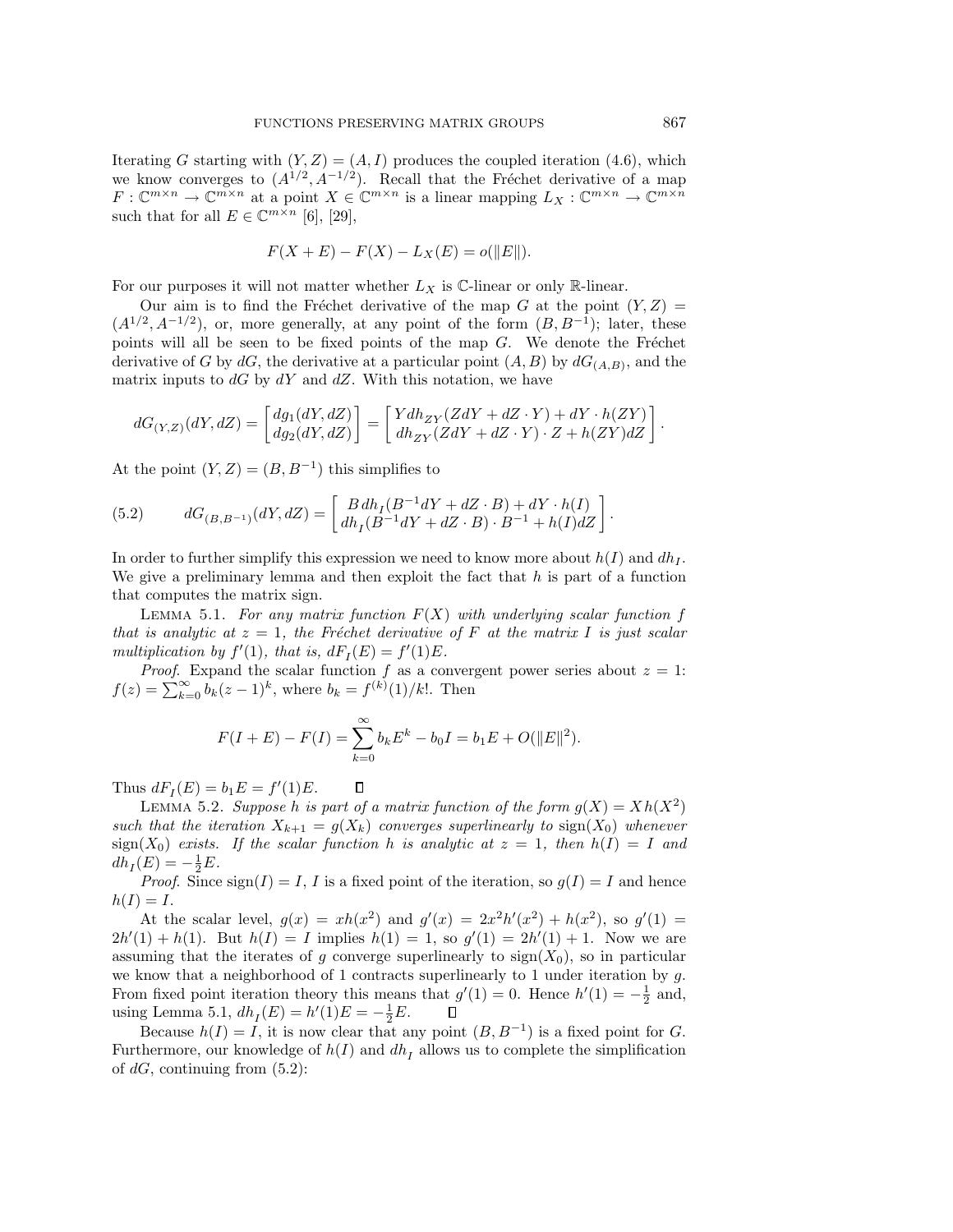Iterating $G$ starting with $(Y, Z) = (A, I)$ produces the coupled iteration (4.6), which we know converges to $(A^{1/2}, A^{-1/2})$. Recall that the Fréchet derivative of a map $F : \mathbb{C}^{m\times n} \to \mathbb{C}^{m\times n}$ at a point $X \in \mathbb{C}^{m\times n}$ is a linear mapping $L_X : \mathbb{C}^{m\times n} \to \mathbb{C}^{m\times n}$ such that for all $E \in \mathbb{C}^{m\times n}$ [6], [29],

$$F(X + E) - F(X) - L_X(E) = o(\|E\|).$$

For our purposes it will not matter whether $L_X$ is $\mathbb{C}$-linear or only $\mathbb{R}$-linear.

Our aim is to find the Fréchet derivative of the map $G$ at the point $(Y, Z) = (A^{1/2}, A^{-1/2})$, or, more generally, at any point of the form $(B, B^{-1})$; later, these points will all be seen to be fixed points of the map $G$. We denote the Fréchet derivative of $G$ by $dG$, the derivative at a particular point $(A, B)$ by $dG_{(A,B)}$, and the matrix inputs to $dG$ by $dY$ and $dZ$. With this notation, we have

$$dG_{(Y,Z)}(dY, dZ) = \begin{bmatrix} dg_1(dY, dZ) \\ dg_2(dY, dZ) \end{bmatrix} = \begin{bmatrix} Y dh_{ZY}(ZdY + dZ \cdot Y) + dY \cdot h(ZY) \\ dh_{ZY}(ZdY + dZ \cdot Y) \cdot Z + h(ZY)dZ \end{bmatrix}.$$

At the point $(Y, Z) = (B, B^{-1})$ this simplifies to

$$dG_{(B,B^{-1})}(dY, dZ) = \begin{bmatrix} B\, dh_I(B^{-1}dY + dZ \cdot B) + dY \cdot h(I) \\ dh_I(B^{-1}dY + dZ \cdot B) \cdot B^{-1} + h(I)dZ \end{bmatrix}. \tag{5.2}$$

In order to further simplify this expression we need to know more about $h(I)$ and $dh_I$. We give a preliminary lemma and then exploit the fact that $h$ is part of a function that computes the matrix sign.

Lemma 5.1. *For any matrix function $F(X)$ with underlying scalar function $f$ that is analytic at $z = 1$, the Fréchet derivative of $F$ at the matrix $I$ is just scalar multiplication by $f'(1)$, that is, $dF_I(E) = f'(1)E$.*

*Proof*. Expand the scalar function $f$ as a convergent power series about $z = 1$: $f(z) = \sum_{k=0}^{\infty} b_k(z - 1)^k$, where $b_k = f^{(k)}(1)/k!$. Then

$$F(I + E) - F(I) = \sum_{k=0}^{\infty} b_k E^k - b_0 I = b_1 E + O(\|E\|^2).$$

Thus $dF_I(E) = b_1 E = f'(1)E$. ∎

Lemma 5.2. *Suppose $h$ is part of a matrix function of the form $g(X) = Xh(X^2)$ such that the iteration $X_{k+1} = g(X_k)$ converges superlinearly to $\operatorname{sign}(X_0)$ whenever $\operatorname{sign}(X_0)$ exists. If the scalar function $h$ is analytic at $z = 1$, then $h(I) = I$ and $dh_I(E) = -\frac{1}{2}E$.*

*Proof*. Since $\operatorname{sign}(I) = I$, $I$ is a fixed point of the iteration, so $g(I) = I$ and hence $h(I) = I$.

At the scalar level, $g(x) = xh(x^2)$ and $g'(x) = 2x^2 h'(x^2) + h(x^2)$, so $g'(1) = 2h'(1) + h(1)$. But $h(I) = I$ implies $h(1) = 1$, so $g'(1) = 2h'(1) + 1$. Now we are assuming that the iterates of $g$ converge superlinearly to $\operatorname{sign}(X_0)$, so in particular we know that a neighborhood of 1 contracts superlinearly to 1 under iteration by $g$. From fixed point iteration theory this means that $g'(1) = 0$. Hence $h'(1) = -\frac{1}{2}$ and, using Lemma 5.1, $dh_I(E) = h'(1)E = -\frac{1}{2}E$. ∎

Because $h(I) = I$, it is now clear that any point $(B, B^{-1})$ is a fixed point for $G$. Furthermore, our knowledge of $h(I)$ and $dh_I$ allows us to complete the simplification of $dG$, continuing from (5.2):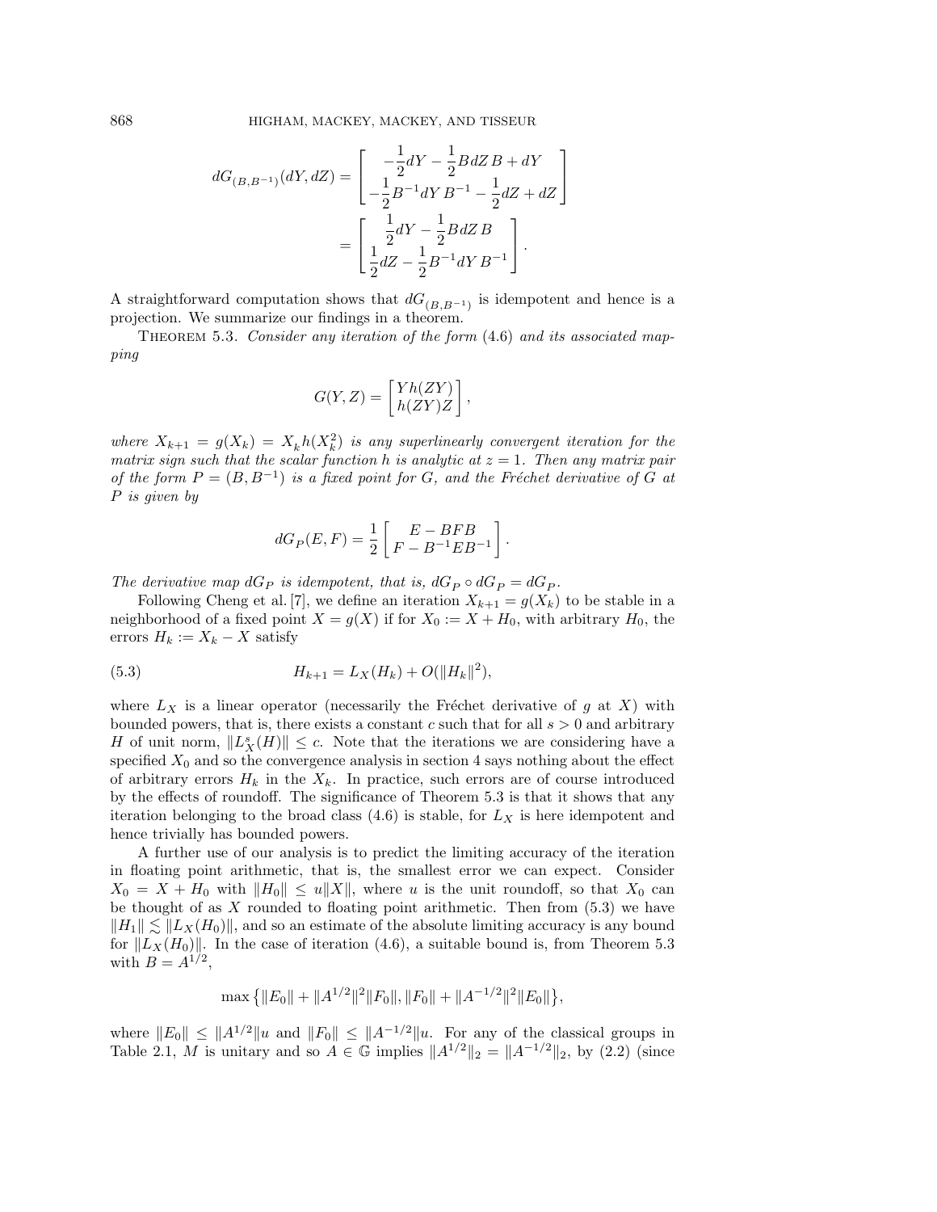$$dG_{(B,B^{-1})}(dY, dZ) = \begin{bmatrix} -\frac{1}{2}dY - \frac{1}{2}B\,dZ\,B + dY \\ -\frac{1}{2}B^{-1}dY\,B^{-1} - \frac{1}{2}dZ + dZ \end{bmatrix}$$
$$= \begin{bmatrix} \frac{1}{2}dY - \frac{1}{2}B\,dZ\,B \\ \frac{1}{2}dZ - \frac{1}{2}B^{-1}dY\,B^{-1} \end{bmatrix}.$$

A straightforward computation shows that $dG_{(B,B^{-1})}$ is idempotent and hence is a projection. We summarize our findings in a theorem.

Theorem 5.3. *Consider any iteration of the form* (4.6) *and its associated mapping*

$$G(Y, Z) = \begin{bmatrix} Y h(ZY) \\ h(ZY)Z \end{bmatrix},$$

*where $X_{k+1} = g(X_k) = X_k h(X_k^2)$ is any superlinearly convergent iteration for the matrix sign such that the scalar function $h$ is analytic at $z = 1$. Then any matrix pair of the form $P = (B, B^{-1})$ is a fixed point for $G$, and the Fréchet derivative of $G$ at $P$ is given by*

$$dG_P(E, F) = \frac{1}{2}\begin{bmatrix} E - BFB \\ F - B^{-1}EB^{-1} \end{bmatrix}.$$

*The derivative map $dG_P$ is idempotent, that is, $dG_P \circ dG_P = dG_P$.*

Following Cheng et al. [7], we define an iteration $X_{k+1} = g(X_k)$ to be stable in a neighborhood of a fixed point $X = g(X)$ if for $X_0 := X + H_0$, with arbitrary $H_0$, the errors $H_k := X_k - X$ satisfy

$$H_{k+1} = L_X(H_k) + O(\|H_k\|^2), \tag{5.3}$$

where $L_X$ is a linear operator (necessarily the Fréchet derivative of $g$ at $X$) with bounded powers, that is, there exists a constant $c$ such that for all $s > 0$ and arbitrary $H$ of unit norm, $\|L_X^s(H)\| \le c$. Note that the iterations we are considering have a specified $X_0$ and so the convergence analysis in section 4 says nothing about the effect of arbitrary errors $H_k$ in the $X_k$. In practice, such errors are of course introduced by the effects of roundoff. The significance of Theorem 5.3 is that it shows that any iteration belonging to the broad class (4.6) is stable, for $L_X$ is here idempotent and hence trivially has bounded powers.

A further use of our analysis is to predict the limiting accuracy of the iteration in floating point arithmetic, that is, the smallest error we can expect. Consider $X_0 = X + H_0$ with $\|H_0\| \le u\|X\|$, where $u$ is the unit roundoff, so that $X_0$ can be thought of as $X$ rounded to floating point arithmetic. Then from (5.3) we have $\|H_1\| \lesssim \|L_X(H_0)\|$, and so an estimate of the absolute limiting accuracy is any bound for $\|L_X(H_0)\|$. In the case of iteration (4.6), a suitable bound is, from Theorem 5.3 with $B = A^{1/2}$,

$$\max\bigl\{\|E_0\| + \|A^{1/2}\|^2\|F_0\|, \|F_0\| + \|A^{-1/2}\|^2\|E_0\|\bigr\},$$

where $\|E_0\| \le \|A^{1/2}\|u$ and $\|F_0\| \le \|A^{-1/2}\|u$. For any of the classical groups in Table 2.1, $M$ is unitary and so $A \in \mathbb{G}$ implies $\|A^{1/2}\|_2 = \|A^{-1/2}\|_2$, by (2.2) (since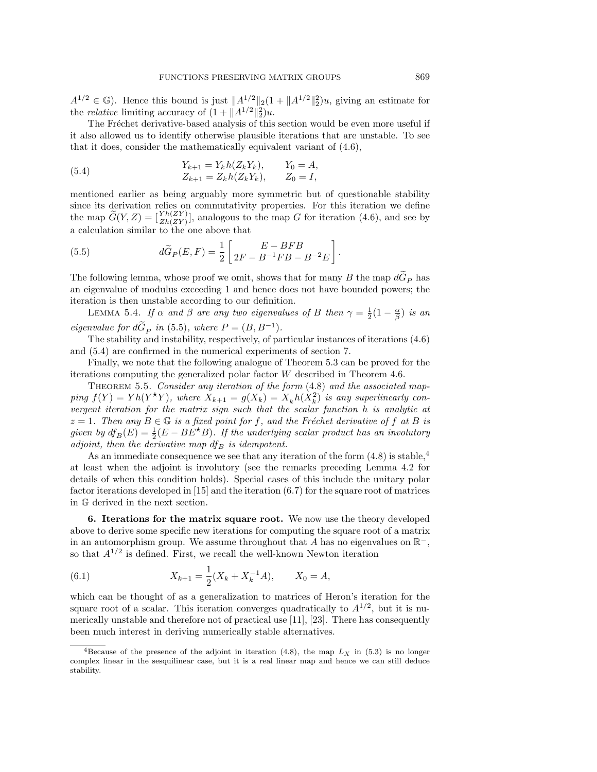$A^{1/2} \in \mathbb{G}$). Hence this bound is just $\|A^{1/2}\|_2(1 + \|A^{1/2}\|_2^2)u$, giving an estimate for the *relative* limiting accuracy of $(1 + \|A^{1/2}\|_2^2)u$.

The Fréchet derivative-based analysis of this section would be even more useful if it also allowed us to identify otherwise plausible iterations that are unstable. To see that it does, consider the mathematically equivalent variant of (4.6),

$$
\begin{aligned}
Y_{k+1} &= Y_k h(Z_k Y_k), \qquad Y_0 = A, \\
Z_{k+1} &= Z_k h(Z_k Y_k), \qquad Z_0 = I,
\end{aligned}
\tag{5.4}
$$

mentioned earlier as being arguably more symmetric but of questionable stability since its derivation relies on commutativity properties. For this iteration we define the map $\widetilde{G}(Y,Z) = \left[\begin{smallmatrix} Yh(ZY) \\ Zh(ZY) \end{smallmatrix}\right]$, analogous to the map $G$ for iteration (4.6), and see by a calculation similar to the one above that

$$
d\widetilde{G}_P(E,F) = \frac{1}{2}\begin{bmatrix} E - BFB \\ 2F - B^{-1}FB - B^{-2}E \end{bmatrix}. \tag{5.5}
$$

The following lemma, whose proof we omit, shows that for many $B$ the map $d\widetilde{G}_P$ has an eigenvalue of modulus exceeding 1 and hence does not have bounded powers; the iteration is then unstable according to our definition.

Lemma 5.4. *If $\alpha$ and $\beta$ are any two eigenvalues of $B$ then $\gamma = \frac{1}{2}(1 - \frac{\alpha}{\beta})$ is an eigenvalue for $d\widetilde{G}_P$ in (5.5), where $P = (B, B^{-1})$.*

The stability and instability, respectively, of particular instances of iterations (4.6) and (5.4) are confirmed in the numerical experiments of section 7.

Finally, we note that the following analogue of Theorem 5.3 can be proved for the iterations computing the generalized polar factor $W$ described in Theorem 4.6.

Theorem 5.5. *Consider any iteration of the form (4.8) and the associated mapping $f(Y) = Yh(Y^\star Y)$, where $X_{k+1} = g(X_k) = X_k h(X_k^2)$ is any superlinearly convergent iteration for the matrix sign such that the scalar function $h$ is analytic at $z = 1$. Then any $B \in \mathbb{G}$ is a fixed point for $f$, and the Fréchet derivative of $f$ at $B$ is given by $df_B(E) = \frac{1}{2}(E - BE^\star B)$. If the underlying scalar product has an involutory adjoint, then the derivative map $df_B$ is idempotent.*

As an immediate consequence we see that any iteration of the form (4.8) is stable,[4] at least when the adjoint is involutory (see the remarks preceding Lemma 4.2 for details of when this condition holds). Special cases of this include the unitary polar factor iterations developed in [15] and the iteration (6.7) for the square root of matrices in $\mathbb{G}$ derived in the next section.

## 6. Iterations for the matrix square root.

We now use the theory developed above to derive some specific new iterations for computing the square root of a matrix in an automorphism group. We assume throughout that $A$ has no eigenvalues on $\mathbb{R}^-$, so that $A^{1/2}$ is defined. First, we recall the well-known Newton iteration

$$
X_{k+1} = \frac{1}{2}(X_k + X_k^{-1}A), \qquad X_0 = A, \tag{6.1}
$$

which can be thought of as a generalization to matrices of Heron's iteration for the square root of a scalar. This iteration converges quadratically to $A^{1/2}$, but it is numerically unstable and therefore not of practical use [11], [23]. There has consequently been much interest in deriving numerically stable alternatives.

[4]Because of the presence of the adjoint in iteration (4.8), the map $L_X$ in (5.3) is no longer complex linear in the sesquilinear case, but it is a real linear map and hence we can still deduce stability.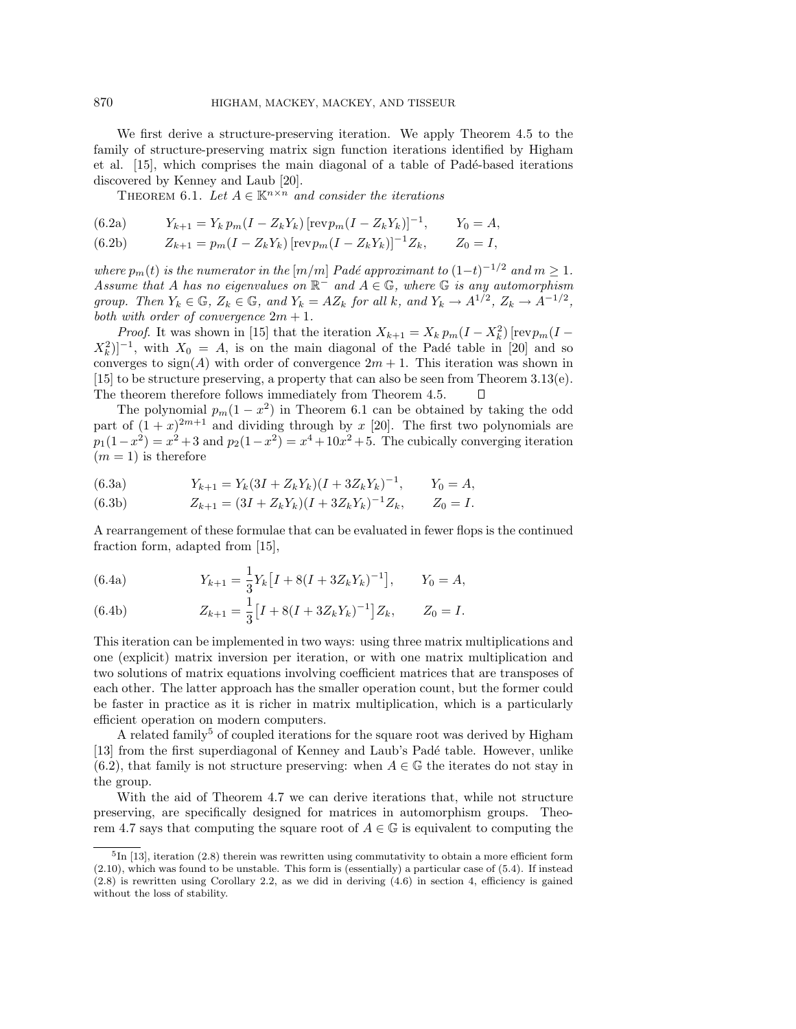We first derive a structure-preserving iteration. We apply Theorem 4.5 to the family of structure-preserving matrix sign function iterations identified by Higham et al. [15], which comprises the main diagonal of a table of Padé-based iterations discovered by Kenney and Laub [20].

THEOREM 6.1. *Let $A \in \mathbb{K}^{n\times n}$ and consider the iterations*

$$Y_{k+1} = Y_k\, p_m(I - Z_kY_k)\,[\mathrm{rev}p_m(I - Z_kY_k)]^{-1}, \qquad Y_0 = A, \tag{6.2a}$$

$$Z_{k+1} = p_m(I - Z_kY_k)\,[\mathrm{rev}p_m(I - Z_kY_k)]^{-1}Z_k, \qquad Z_0 = I, \tag{6.2b}$$

*where $p_m(t)$ is the numerator in the $[m/m]$ Padé approximant to $(1-t)^{-1/2}$ and $m \geq 1$. Assume that $A$ has no eigenvalues on $\mathbb{R}^-$ and $A \in \mathbb{G}$, where $\mathbb{G}$ is any automorphism group. Then $Y_k \in \mathbb{G}$, $Z_k \in \mathbb{G}$, and $Y_k = AZ_k$ for all $k$, and $Y_k \to A^{1/2}$, $Z_k \to A^{-1/2}$, both with order of convergence $2m + 1$.*

*Proof.* It was shown in [15] that the iteration $X_{k+1} = X_k\, p_m(I - X_k^2)\,[\mathrm{rev}p_m(I - X_k^2)]^{-1}$, with $X_0 = A$, is on the main diagonal of the Padé table in [20] and so converges to $\mathrm{sign}(A)$ with order of convergence $2m+1$. This iteration was shown in [15] to be structure preserving, a property that can also be seen from Theorem 3.13(e). The theorem therefore follows immediately from Theorem 4.5. ∎

The polynomial $p_m(1 - x^2)$ in Theorem 6.1 can be obtained by taking the odd part of $(1 + x)^{2m+1}$ and dividing through by $x$ [20]. The first two polynomials are $p_1(1-x^2) = x^2+3$ and $p_2(1-x^2) = x^4+10x^2+5$. The cubically converging iteration $(m = 1)$ is therefore

$$Y_{k+1} = Y_k(3I + Z_kY_k)(I + 3Z_kY_k)^{-1}, \qquad Y_0 = A, \tag{6.3a}$$

$$Z_{k+1} = (3I + Z_kY_k)(I + 3Z_kY_k)^{-1}Z_k, \qquad Z_0 = I. \tag{6.3b}$$

A rearrangement of these formulae that can be evaluated in fewer flops is the continued fraction form, adapted from [15],

$$Y_{k+1} = \frac{1}{3}Y_k\big[I + 8(I + 3Z_kY_k)^{-1}\big], \qquad Y_0 = A, \tag{6.4a}$$

$$Z_{k+1} = \frac{1}{3}\big[I + 8(I + 3Z_kY_k)^{-1}\big]Z_k, \qquad Z_0 = I. \tag{6.4b}$$

This iteration can be implemented in two ways: using three matrix multiplications and one (explicit) matrix inversion per iteration, or with one matrix multiplication and two solutions of matrix equations involving coefficient matrices that are transposes of each other. The latter approach has the smaller operation count, but the former could be faster in practice as it is richer in matrix multiplication, which is a particularly efficient operation on modern computers.

A related family[5] of coupled iterations for the square root was derived by Higham [13] from the first superdiagonal of Kenney and Laub's Padé table. However, unlike (6.2), that family is not structure preserving: when $A \in \mathbb{G}$ the iterates do not stay in the group.

With the aid of Theorem 4.7 we can derive iterations that, while not structure preserving, are specifically designed for matrices in automorphism groups. Theorem 4.7 says that computing the square root of $A \in \mathbb{G}$ is equivalent to computing the

[5] In [13], iteration (2.8) therein was rewritten using commutativity to obtain a more efficient form (2.10), which was found to be unstable. This form is (essentially) a particular case of (5.4). If instead (2.8) is rewritten using Corollary 2.2, as we did in deriving (4.6) in section 4, efficiency is gained without the loss of stability.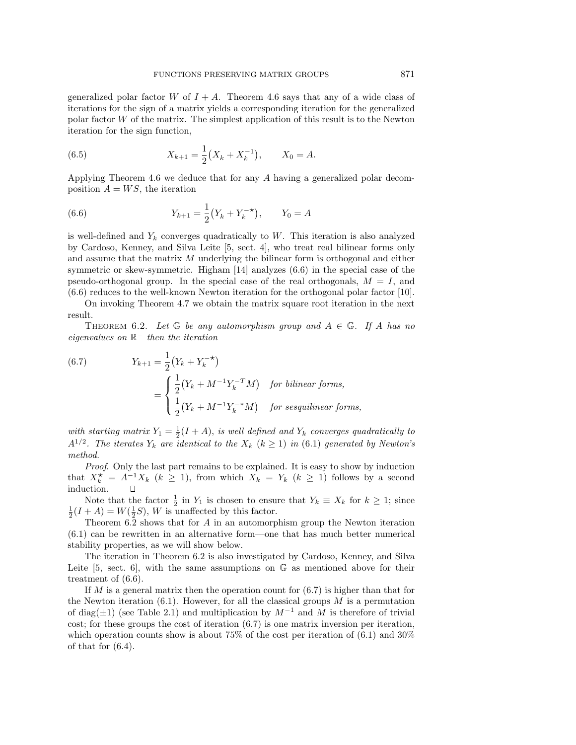generalized polar factor $W$ of $I + A$. Theorem 4.6 says that any of a wide class of iterations for the sign of a matrix yields a corresponding iteration for the generalized polar factor $W$ of the matrix. The simplest application of this result is to the Newton iteration for the sign function,

$$X_{k+1} = \frac{1}{2}\big(X_k + X_k^{-1}\big), \qquad X_0 = A. \tag{6.5}$$

Applying Theorem 4.6 we deduce that for any $A$ having a generalized polar decomposition $A = WS$, the iteration

$$Y_{k+1} = \frac{1}{2}\big(Y_k + Y_k^{-\star}\big), \qquad Y_0 = A \tag{6.6}$$

is well-defined and $Y_k$ converges quadratically to $W$. This iteration is also analyzed by Cardoso, Kenney, and Silva Leite [5, sect. 4], who treat real bilinear forms only and assume that the matrix $M$ underlying the bilinear form is orthogonal and either symmetric or skew-symmetric. Higham [14] analyzes (6.6) in the special case of the pseudo-orthogonal group. In the special case of the real orthogonals, $M = I$, and (6.6) reduces to the well-known Newton iteration for the orthogonal polar factor [10].

On invoking Theorem 4.7 we obtain the matrix square root iteration in the next result.

Theorem 6.2. *Let $\mathbb{G}$ be any automorphism group and $A \in \mathbb{G}$. If $A$ has no eigenvalues on $\mathbb{R}^-$ then the iteration*

$$\begin{aligned} Y_{k+1} &= \frac{1}{2}\big(Y_k + Y_k^{-\star}\big) \\ &= \begin{cases} \frac{1}{2}\big(Y_k + M^{-1}Y_k^{-T}M\big) & \text{for bilinear forms,} \\ \frac{1}{2}\big(Y_k + M^{-1}Y_k^{-*}M\big) & \text{for sesquilinear forms,} \end{cases} \end{aligned} \tag{6.7}$$

*with starting matrix $Y_1 = \frac{1}{2}(I + A)$, is well defined and $Y_k$ converges quadratically to $A^{1/2}$. The iterates $Y_k$ are identical to the $X_k$ ($k \geq 1$) in (6.1) generated by Newton's method.*

*Proof.* Only the last part remains to be explained. It is easy to show by induction that $X_k^{\star} = A^{-1}X_k$ ($k \geq 1$), from which $X_k = Y_k$ ($k \geq 1$) follows by a second induction. ◻

Note that the factor $\frac{1}{2}$ in $Y_1$ is chosen to ensure that $Y_k \equiv X_k$ for $k \geq 1$; since $\frac{1}{2}(I + A) = W(\frac{1}{2}S)$, $W$ is unaffected by this factor.

Theorem 6.2 shows that for $A$ in an automorphism group the Newton iteration (6.1) can be rewritten in an alternative form—one that has much better numerical stability properties, as we will show below.

The iteration in Theorem 6.2 is also investigated by Cardoso, Kenney, and Silva Leite [5, sect. 6], with the same assumptions on $\mathbb{G}$ as mentioned above for their treatment of (6.6).

If $M$ is a general matrix then the operation count for (6.7) is higher than that for the Newton iteration (6.1). However, for all the classical groups $M$ is a permutation of $\mathrm{diag}(\pm 1)$ (see Table 2.1) and multiplication by $M^{-1}$ and $M$ is therefore of trivial cost; for these groups the cost of iteration (6.7) is one matrix inversion per iteration, which operation counts show is about 75% of the cost per iteration of (6.1) and 30% of that for (6.4).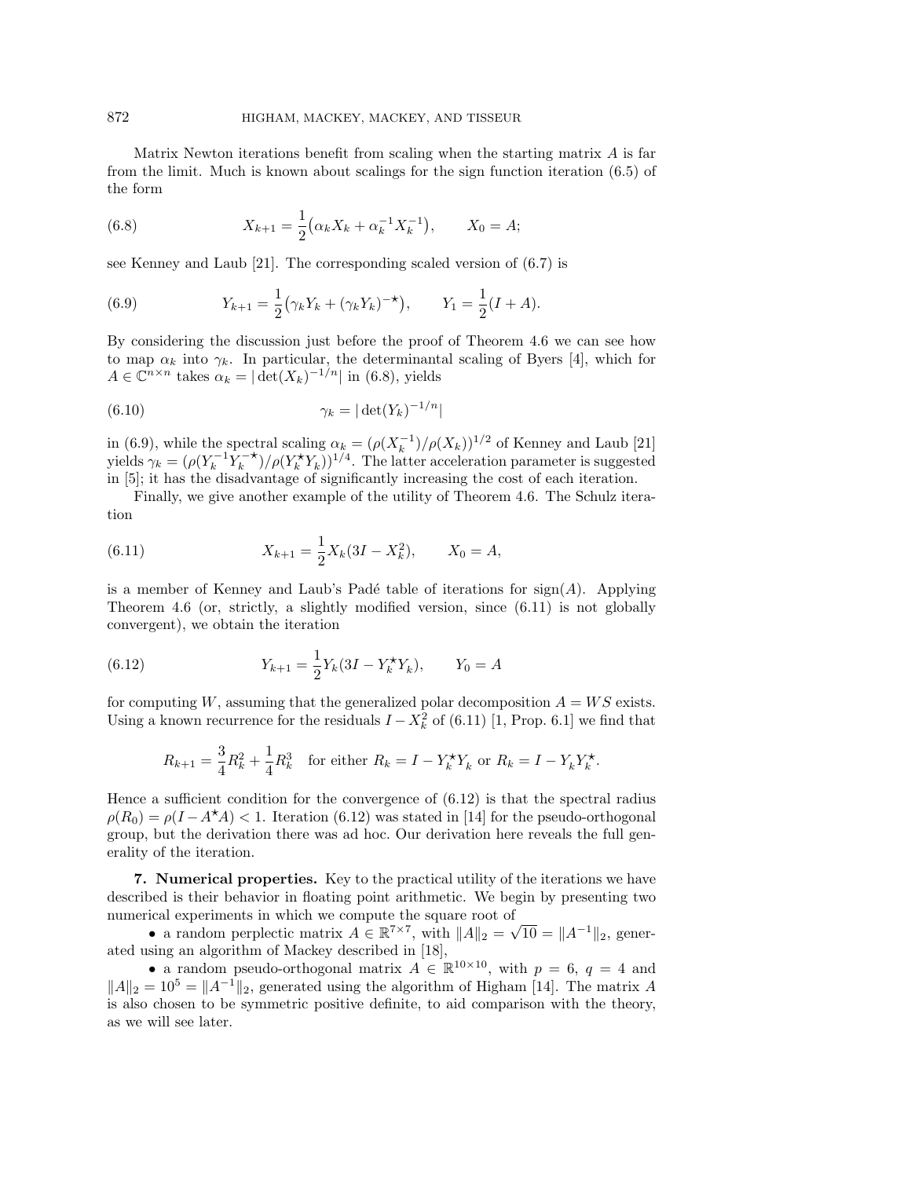Matrix Newton iterations benefit from scaling when the starting matrix $A$ is far from the limit. Much is known about scalings for the sign function iteration (6.5) of the form

$$X_{k+1} = \frac{1}{2}\big(\alpha_k X_k + \alpha_k^{-1} X_k^{-1}\big), \qquad X_0 = A; \tag{6.8}$$

see Kenney and Laub [21]. The corresponding scaled version of (6.7) is

$$Y_{k+1} = \frac{1}{2}\big(\gamma_k Y_k + (\gamma_k Y_k)^{-\star}\big), \qquad Y_1 = \frac{1}{2}(I + A). \tag{6.9}$$

By considering the discussion just before the proof of Theorem 4.6 we can see how to map $\alpha_k$ into $\gamma_k$. In particular, the determinantal scaling of Byers [4], which for $A \in \mathbb{C}^{n\times n}$ takes $\alpha_k = |\det(X_k)^{-1/n}|$ in (6.8), yields

$$\gamma_k = |\det(Y_k)^{-1/n}| \tag{6.10}$$

in (6.9), while the spectral scaling $\alpha_k = (\rho(X_k^{-1})/\rho(X_k))^{1/2}$ of Kenney and Laub [21] yields $\gamma_k = (\rho(Y_k^{-1}Y_k^{-\star})/\rho(Y_k^{\star}Y_k))^{1/4}$. The latter acceleration parameter is suggested in [5]; it has the disadvantage of significantly increasing the cost of each iteration.

Finally, we give another example of the utility of Theorem 4.6. The Schulz iteration

$$X_{k+1} = \frac{1}{2} X_k (3I - X_k^2), \qquad X_0 = A, \tag{6.11}$$

is a member of Kenney and Laub's Padé table of iterations for $\operatorname{sign}(A)$. Applying Theorem 4.6 (or, strictly, a slightly modified version, since (6.11) is not globally convergent), we obtain the iteration

$$Y_{k+1} = \frac{1}{2} Y_k (3I - Y_k^{\star} Y_k), \qquad Y_0 = A \tag{6.12}$$

for computing $W$, assuming that the generalized polar decomposition $A = WS$ exists. Using a known recurrence for the residuals $I - X_k^2$ of (6.11) [1, Prop. 6.1] we find that

$$R_{k+1} = \frac{3}{4}R_k^2 + \frac{1}{4}R_k^3 \quad \text{for either } R_k = I - Y_k^{\star}Y_k \text{ or } R_k = I - Y_k Y_k^{\star}.$$

Hence a sufficient condition for the convergence of (6.12) is that the spectral radius $\rho(R_0) = \rho(I - A^{\star}A) < 1$. Iteration (6.12) was stated in [14] for the pseudo-orthogonal group, but the derivation there was ad hoc. Our derivation here reveals the full generality of the iteration.

## 7. Numerical properties.

Key to the practical utility of the iterations we have described is their behavior in floating point arithmetic. We begin by presenting two numerical experiments in which we compute the square root of

- a random perplectic matrix $A \in \mathbb{R}^{7\times 7}$, with $\|A\|_2 = \sqrt{10} = \|A^{-1}\|_2$, generated using an algorithm of Mackey described in [18],
- a random pseudo-orthogonal matrix $A \in \mathbb{R}^{10\times 10}$, with $p = 6$, $q = 4$ and $\|A\|_2 = 10^5 = \|A^{-1}\|_2$, generated using the algorithm of Higham [14]. The matrix $A$ is also chosen to be symmetric positive definite, to aid comparison with the theory, as we will see later.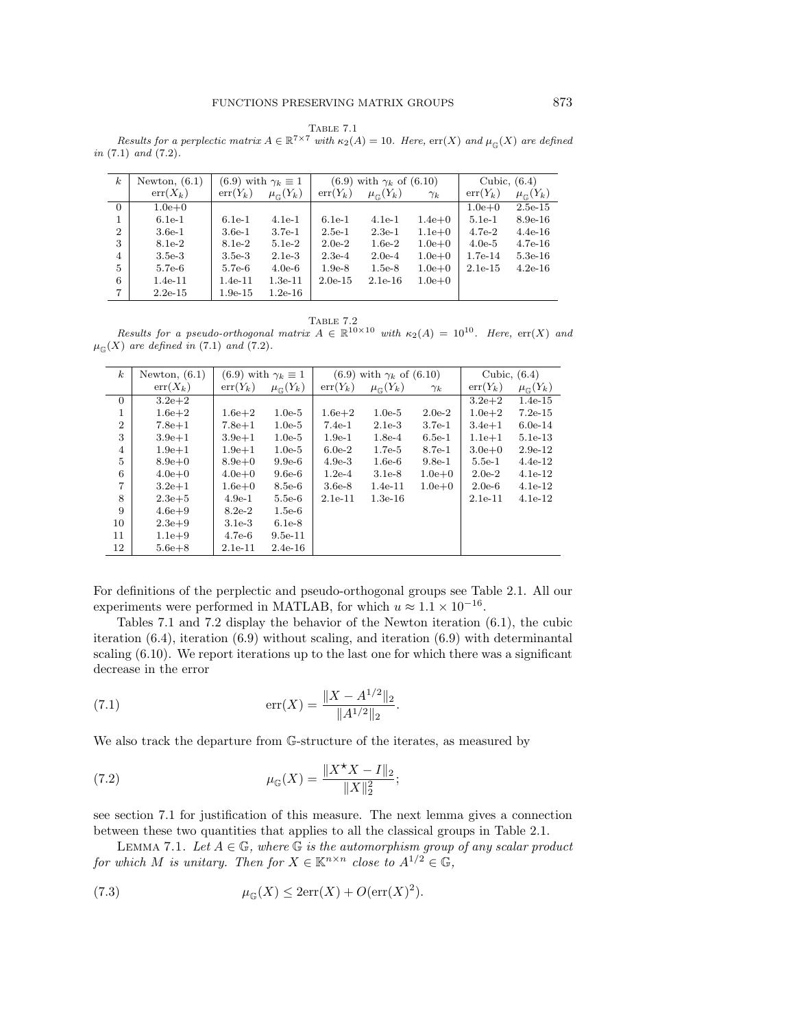TABLE 7.1
*Results for a perplectic matrix $A \in \mathbb{R}^{7\times 7}$ with $\kappa_2(A) = 10$. Here, $\mathrm{err}(X)$ and $\mu_{\mathbb{G}}(X)$ are defined in (7.1) and (7.2).*

| $k$ | Newton, (6.1) | (6.9) with $\gamma_k \equiv 1$ | | (6.9) with $\gamma_k$ of (6.10) | | | Cubic, (6.4) | |
|---|---|---|---|---|---|---|---|---|
| | $\mathrm{err}(X_k)$ | $\mathrm{err}(Y_k)$ | $\mu_{\mathbb{G}}(Y_k)$ | $\mathrm{err}(Y_k)$ | $\mu_{\mathbb{G}}(Y_k)$ | $\gamma_k$ | $\mathrm{err}(Y_k)$ | $\mu_{\mathbb{G}}(Y_k)$ |
| 0 | 1.0e+0 | | | | | | 1.0e+0 | 2.5e-15 |
| 1 | 6.1e-1 | 6.1e-1 | 4.1e-1 | 6.1e-1 | 4.1e-1 | 1.4e+0 | 5.1e-1 | 8.9e-16 |
| 2 | 3.6e-1 | 3.6e-1 | 3.7e-1 | 2.5e-1 | 2.3e-1 | 1.1e+0 | 4.7e-2 | 4.4e-16 |
| 3 | 8.1e-2 | 8.1e-2 | 5.1e-2 | 2.0e-2 | 1.6e-2 | 1.0e+0 | 4.0e-5 | 4.7e-16 |
| 4 | 3.5e-3 | 3.5e-3 | 2.1e-3 | 2.3e-4 | 2.0e-4 | 1.0e+0 | 1.7e-14 | 5.3e-16 |
| 5 | 5.7e-6 | 5.7e-6 | 4.0e-6 | 1.9e-8 | 1.5e-8 | 1.0e+0 | 2.1e-15 | 4.2e-16 |
| 6 | 1.4e-11 | 1.4e-11 | 1.3e-11 | 2.0e-15 | 2.1e-16 | 1.0e+0 | | |
| 7 | 2.2e-15 | 1.9e-15 | 1.2e-16 | | | | | |

TABLE 7.2
*Results for a pseudo-orthogonal matrix $A \in \mathbb{R}^{10\times 10}$ with $\kappa_2(A) = 10^{10}$. Here, $\mathrm{err}(X)$ and $\mu_{\mathbb{G}}(X)$ are defined in (7.1) and (7.2).*

| $k$ | Newton, (6.1) | (6.9) with $\gamma_k \equiv 1$ | | (6.9) with $\gamma_k$ of (6.10) | | | Cubic, (6.4) | |
|---|---|---|---|---|---|---|---|---|
| | $\mathrm{err}(X_k)$ | $\mathrm{err}(Y_k)$ | $\mu_{\mathbb{G}}(Y_k)$ | $\mathrm{err}(Y_k)$ | $\mu_{\mathbb{G}}(Y_k)$ | $\gamma_k$ | $\mathrm{err}(Y_k)$ | $\mu_{\mathbb{G}}(Y_k)$ |
| 0 | 3.2e+2 | | | | | | 3.2e+2 | 1.4e-15 |
| 1 | 1.6e+2 | 1.6e+2 | 1.0e-5 | 1.6e+2 | 1.0e-5 | 2.0e-2 | 1.0e+2 | 7.2e-15 |
| 2 | 7.8e+1 | 7.8e+1 | 1.0e-5 | 7.4e-1 | 2.1e-3 | 3.7e-1 | 3.4e+1 | 6.0e-14 |
| 3 | 3.9e+1 | 3.9e+1 | 1.0e-5 | 1.9e-1 | 1.8e-4 | 6.5e-1 | 1.1e+1 | 5.1e-13 |
| 4 | 1.9e+1 | 1.9e+1 | 1.0e-5 | 6.0e-2 | 1.7e-5 | 8.7e-1 | 3.0e+0 | 2.9e-12 |
| 5 | 8.9e+0 | 8.9e+0 | 9.9e-6 | 4.9e-3 | 1.6e-6 | 9.8e-1 | 5.5e-1 | 4.4e-12 |
| 6 | 4.0e+0 | 4.0e+0 | 9.6e-6 | 1.2e-4 | 3.1e-8 | 1.0e+0 | 2.0e-2 | 4.1e-12 |
| 7 | 3.2e+1 | 1.6e+0 | 8.5e-6 | 3.6e-8 | 1.4e-11 | 1.0e+0 | 2.0e-6 | 4.1e-12 |
| 8 | 2.3e+5 | 4.9e-1 | 5.5e-6 | 2.1e-11 | 1.3e-16 | | 2.1e-11 | 4.1e-12 |
| 9 | 4.6e+9 | 8.2e-2 | 1.5e-6 | | | | | |
| 10 | 2.3e+9 | 3.1e-3 | 6.1e-8 | | | | | |
| 11 | 1.1e+9 | 4.7e-6 | 9.5e-11 | | | | | |
| 12 | 5.6e+8 | 2.1e-11 | 2.4e-16 | | | | | |

For definitions of the perplectic and pseudo-orthogonal groups see Table 2.1. All our experiments were performed in MATLAB, for which $u \approx 1.1 \times 10^{-16}$.

Tables 7.1 and 7.2 display the behavior of the Newton iteration (6.1), the cubic iteration (6.4), iteration (6.9) without scaling, and iteration (6.9) with determinantal scaling (6.10). We report iterations up to the last one for which there was a significant decrease in the error

$$\mathrm{err}(X) = \frac{\|X - A^{1/2}\|_2}{\|A^{1/2}\|_2}. \tag{7.1}$$

We also track the departure from $\mathbb{G}$-structure of the iterates, as measured by

$$\mu_{\mathbb{G}}(X) = \frac{\|X^\star X - I\|_2}{\|X\|_2^2}; \tag{7.2}$$

see section 7.1 for justification of this measure. The next lemma gives a connection between these two quantities that applies to all the classical groups in Table 2.1.

LEMMA 7.1. *Let $A \in \mathbb{G}$, where $\mathbb{G}$ is the automorphism group of any scalar product for which $M$ is unitary. Then for $X \in \mathbb{K}^{n\times n}$ close to $A^{1/2} \in \mathbb{G}$,*

$$\mu_{\mathbb{G}}(X) \le 2\mathrm{err}(X) + O(\mathrm{err}(X)^2). \tag{7.3}$$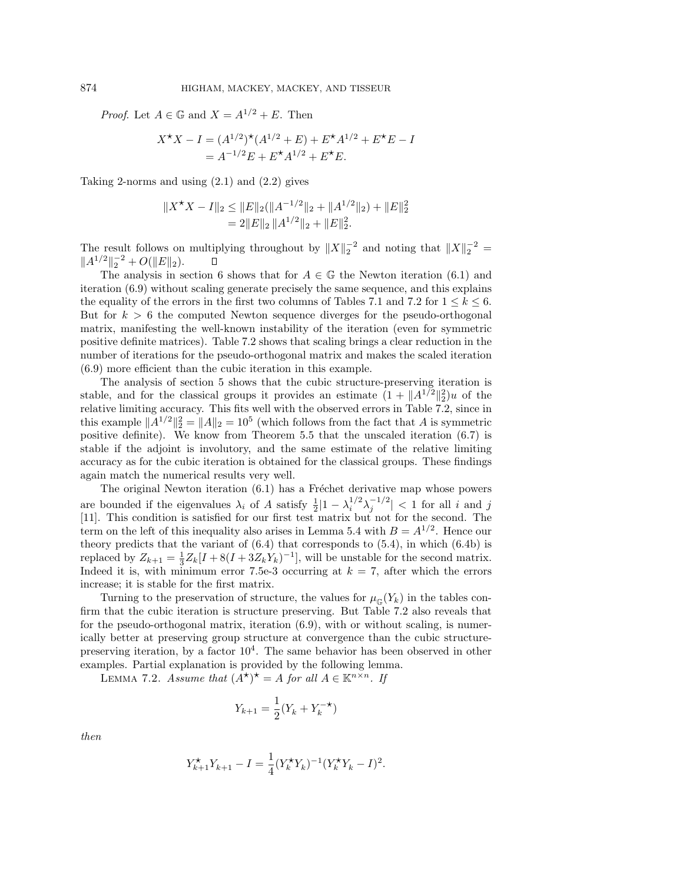*Proof.* Let $A \in \mathbb{G}$ and $X = A^{1/2} + E$. Then

$$X^\star X - I = (A^{1/2})^\star (A^{1/2} + E) + E^\star A^{1/2} + E^\star E - I$$
$$= A^{-1/2} E + E^\star A^{1/2} + E^\star E.$$

Taking 2-norms and using (2.1) and (2.2) gives

$$\|X^\star X - I\|_2 \le \|E\|_2 (\|A^{-1/2}\|_2 + \|A^{1/2}\|_2) + \|E\|_2^2$$
$$= 2\|E\|_2 \, \|A^{1/2}\|_2 + \|E\|_2^2.$$

The result follows on multiplying throughout by $\|X\|_2^{-2}$ and noting that $\|X\|_2^{-2} = \|A^{1/2}\|_2^{-2} + O(\|E\|_2)$. ◻

The analysis in section 6 shows that for $A \in \mathbb{G}$ the Newton iteration (6.1) and iteration (6.9) without scaling generate precisely the same sequence, and this explains the equality of the errors in the first two columns of Tables 7.1 and 7.2 for $1 \le k \le 6$. But for $k > 6$ the computed Newton sequence diverges for the pseudo-orthogonal matrix, manifesting the well-known instability of the iteration (even for symmetric positive definite matrices). Table 7.2 shows that scaling brings a clear reduction in the number of iterations for the pseudo-orthogonal matrix and makes the scaled iteration (6.9) more efficient than the cubic iteration in this example.

The analysis of section 5 shows that the cubic structure-preserving iteration is stable, and for the classical groups it provides an estimate $(1 + \|A^{1/2}\|_2^2)u$ of the relative limiting accuracy. This fits well with the observed errors in Table 7.2, since in this example $\|A^{1/2}\|_2^2 = \|A\|_2 = 10^5$ (which follows from the fact that $A$ is symmetric positive definite). We know from Theorem 5.5 that the unscaled iteration (6.7) is stable if the adjoint is involutory, and the same estimate of the relative limiting accuracy as for the cubic iteration is obtained for the classical groups. These findings again match the numerical results very well.

The original Newton iteration (6.1) has a Fréchet derivative map whose powers are bounded if the eigenvalues $\lambda_i$ of $A$ satisfy $\frac{1}{2}|1 - \lambda_i^{1/2}\lambda_j^{-1/2}| < 1$ for all $i$ and $j$ [11]. This condition is satisfied for our first test matrix but not for the second. The term on the left of this inequality also arises in Lemma 5.4 with $B = A^{1/2}$. Hence our theory predicts that the variant of (6.4) that corresponds to (5.4), in which (6.4b) is replaced by $Z_{k+1} = \frac{1}{3} Z_k [I + 8(I + 3Z_k Y_k)^{-1}]$, will be unstable for the second matrix. Indeed it is, with minimum error 7.5e-3 occurring at $k = 7$, after which the errors increase; it is stable for the first matrix.

Turning to the preservation of structure, the values for $\mu_{\mathbb{G}}(Y_k)$ in the tables confirm that the cubic iteration is structure preserving. But Table 7.2 also reveals that for the pseudo-orthogonal matrix, iteration (6.9), with or without scaling, is numerically better at preserving group structure at convergence than the cubic structure-preserving iteration, by a factor $10^4$. The same behavior has been observed in other examples. Partial explanation is provided by the following lemma.

LEMMA 7.2. *Assume that $(A^\star)^\star = A$ for all $A \in \mathbb{K}^{n\times n}$. If*

$$Y_{k+1} = \frac{1}{2}(Y_k + Y_k^{-\star})$$

*then*

$$Y_{k+1}^\star Y_{k+1} - I = \frac{1}{4}(Y_k^\star Y_k)^{-1}(Y_k^\star Y_k - I)^2.$$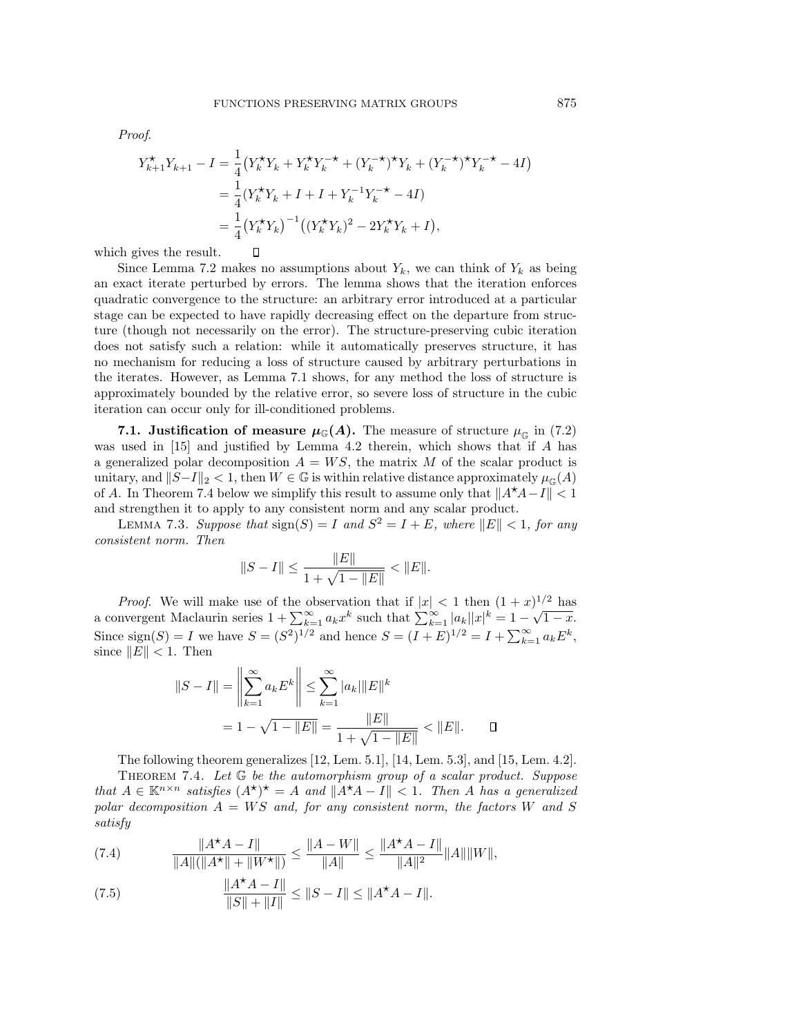*Proof.*

$$
\begin{aligned}
Y_{k+1}^{\star}Y_{k+1} - I &= \frac{1}{4}\big(Y_k^{\star}Y_k + Y_k^{\star}Y_k^{-\star} + (Y_k^{-\star})^{\star}Y_k + (Y_k^{-\star})^{\star}Y_k^{-\star} - 4I\big) \\
&= \frac{1}{4}(Y_k^{\star}Y_k + I + I + Y_k^{-1}Y_k^{-\star} - 4I) \\
&= \frac{1}{4}\big(Y_k^{\star}Y_k\big)^{-1}\big((Y_k^{\star}Y_k)^2 - 2Y_k^{\star}Y_k + I\big),
\end{aligned}
$$

which gives the result. $\square$

Since Lemma 7.2 makes no assumptions about $Y_k$, we can think of $Y_k$ as being an exact iterate perturbed by errors. The lemma shows that the iteration enforces quadratic convergence to the structure: an arbitrary error introduced at a particular stage can be expected to have rapidly decreasing effect on the departure from structure (though not necessarily on the error). The structure-preserving cubic iteration does not satisfy such a relation: while it automatically preserves structure, it has no mechanism for reducing a loss of structure caused by arbitrary perturbations in the iterates. However, as Lemma 7.1 shows, for any method the loss of structure is approximately bounded by the relative error, so severe loss of structure in the cubic iteration can occur only for ill-conditioned problems.

**7.1. Justification of measure $\mu_{\mathbb{G}}(A)$.** The measure of structure $\mu_{\mathbb{G}}$ in (7.2) was used in [15] and justified by Lemma 4.2 therein, which shows that if $A$ has a generalized polar decomposition $A = WS$, the matrix $M$ of the scalar product is unitary, and $\|S-I\|_2 < 1$, then $W \in \mathbb{G}$ is within relative distance approximately $\mu_{\mathbb{G}}(A)$ of $A$. In Theorem 7.4 below we simplify this result to assume only that $\|A^{\star}A - I\| < 1$ and strengthen it to apply to any consistent norm and any scalar product.

LEMMA 7.3. *Suppose that* $\operatorname{sign}(S) = I$ *and* $S^2 = I + E$*, where* $\|E\| < 1$*, for any consistent norm. Then*

$$
\|S - I\| \le \frac{\|E\|}{1 + \sqrt{1 - \|E\|}} < \|E\|.
$$

*Proof.* We will make use of the observation that if $|x| < 1$ then $(1+x)^{1/2}$ has a convergent Maclaurin series $1 + \sum_{k=1}^{\infty} a_k x^k$ such that $\sum_{k=1}^{\infty} |a_k||x|^k = 1 - \sqrt{1-x}$. Since $\operatorname{sign}(S) = I$ we have $S = (S^2)^{1/2}$ and hence $S = (I+E)^{1/2} = I + \sum_{k=1}^{\infty} a_k E^k$, since $\|E\| < 1$. Then

$$
\begin{aligned}
\|S - I\| &= \left\| \sum_{k=1}^{\infty} a_k E^k \right\| \le \sum_{k=1}^{\infty} |a_k| \|E\|^k \\
&= 1 - \sqrt{1 - \|E\|} = \frac{\|E\|}{1 + \sqrt{1 - \|E\|}} < \|E\|. \qquad \square
\end{aligned}
$$

The following theorem generalizes [12, Lem. 5.1], [14, Lem. 5.3], and [15, Lem. 4.2].

THEOREM 7.4. *Let* $\mathbb{G}$ *be the automorphism group of a scalar product. Suppose that* $A \in \mathbb{K}^{n \times n}$ *satisfies* $(A^{\star})^{\star} = A$ *and* $\|A^{\star}A - I\| < 1$*. Then* $A$ *has a generalized polar decomposition* $A = WS$ *and, for any consistent norm, the factors* $W$ *and* $S$ *satisfy*

$$
\frac{\|A^{\star}A - I\|}{\|A\|(\|A^{\star}\| + \|W^{\star}\|)} \le \frac{\|A - W\|}{\|A\|} \le \frac{\|A^{\star}A - I\|}{\|A\|^2}\|A\|\|W\|, \tag{7.4}
$$

$$
\frac{\|A^{\star}A - I\|}{\|S\| + \|I\|} \le \|S - I\| \le \|A^{\star}A - I\|. \tag{7.5}
$$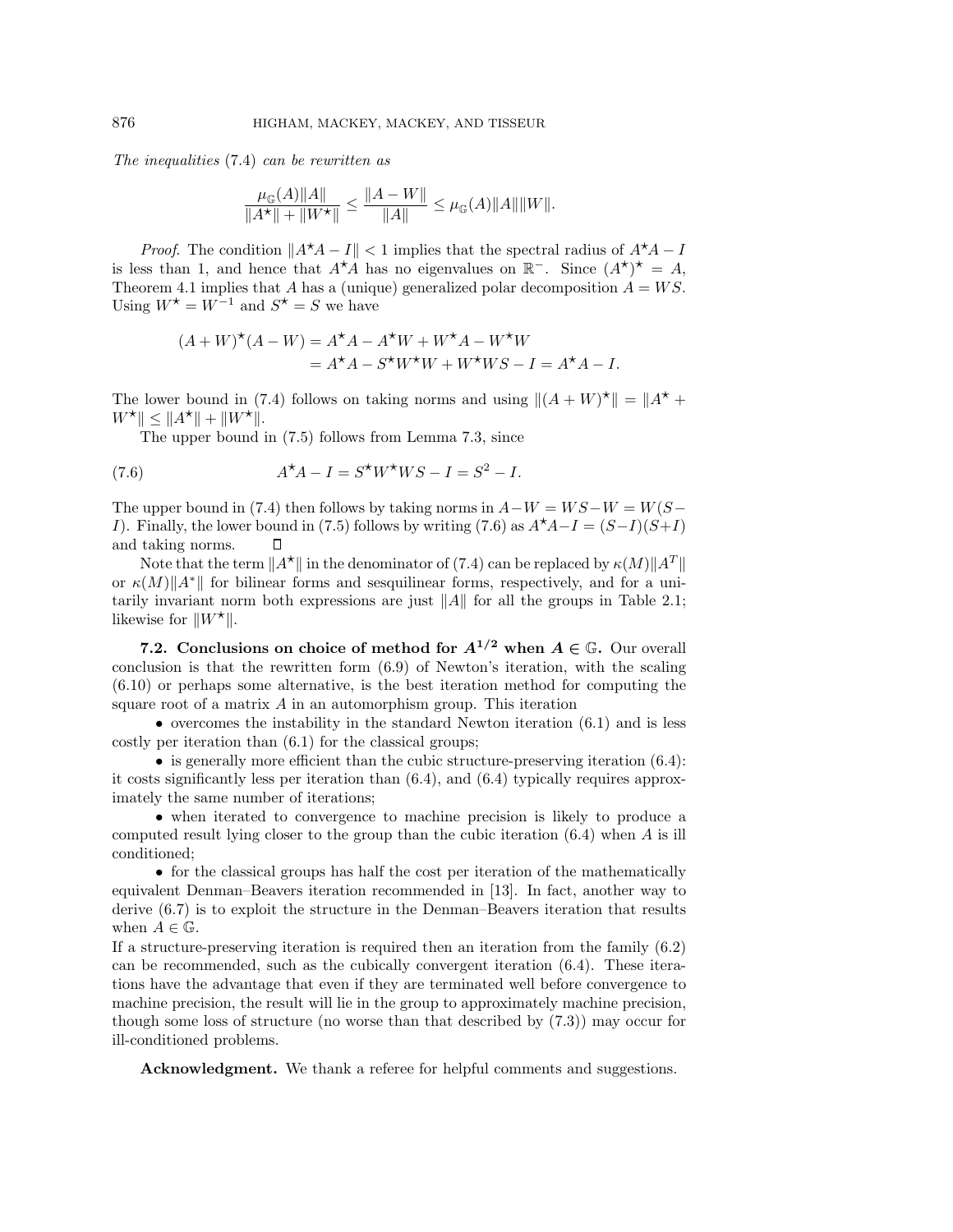*The inequalities* (7.4) *can be rewritten as*

$$\frac{\mu_{\mathbb{G}}(A)\|A\|}{\|A^\star\| + \|W^\star\|} \le \frac{\|A - W\|}{\|A\|} \le \mu_{\mathbb{G}}(A)\|A\|\|W\|.$$

*Proof*. The condition $\|A^\star A - I\| < 1$ implies that the spectral radius of $A^\star A - I$ is less than 1, and hence that $A^\star A$ has no eigenvalues on $\mathbb{R}^-$. Since $(A^\star)^\star = A$, Theorem 4.1 implies that $A$ has a (unique) generalized polar decomposition $A = WS$. Using $W^\star = W^{-1}$ and $S^\star = S$ we have

$$\begin{aligned}(A + W)^\star(A - W) &= A^\star A - A^\star W + W^\star A - W^\star W \\ &= A^\star A - S^\star W^\star W + W^\star W S - I = A^\star A - I.\end{aligned}$$

The lower bound in (7.4) follows on taking norms and using $\|(A + W)^\star\| = \|A^\star + W^\star\| \le \|A^\star\| + \|W^\star\|$.

The upper bound in (7.5) follows from Lemma 7.3, since

$$A^\star A - I = S^\star W^\star W S - I = S^2 - I. \tag{7.6}$$

The upper bound in (7.4) then follows by taking norms in $A - W = WS - W = W(S - I)$. Finally, the lower bound in (7.5) follows by writing (7.6) as $A^\star A - I = (S - I)(S + I)$ and taking norms. ∎

Note that the term $\|A^\star\|$ in the denominator of (7.4) can be replaced by $\kappa(M)\|A^T\|$ or $\kappa(M)\|A^*\|$ for bilinear forms and sesquilinear forms, respectively, and for a unitarily invariant norm both expressions are just $\|A\|$ for all the groups in Table 2.1; likewise for $\|W^\star\|$.

**7.2. Conclusions on choice of method for $A^{1/2}$ when $A \in \mathbb{G}$.** Our overall conclusion is that the rewritten form (6.9) of Newton's iteration, with the scaling (6.10) or perhaps some alternative, is the best iteration method for computing the square root of a matrix $A$ in an automorphism group. This iteration

- overcomes the instability in the standard Newton iteration (6.1) and is less costly per iteration than (6.1) for the classical groups;
- is generally more efficient than the cubic structure-preserving iteration (6.4): it costs significantly less per iteration than (6.4), and (6.4) typically requires approximately the same number of iterations;
- when iterated to convergence to machine precision is likely to produce a computed result lying closer to the group than the cubic iteration (6.4) when $A$ is ill conditioned;
- for the classical groups has half the cost per iteration of the mathematically equivalent Denman–Beavers iteration recommended in [13]. In fact, another way to derive (6.7) is to exploit the structure in the Denman–Beavers iteration that results when $A \in \mathbb{G}$.

If a structure-preserving iteration is required then an iteration from the family (6.2) can be recommended, such as the cubically convergent iteration (6.4). These iterations have the advantage that even if they are terminated well before convergence to machine precision, the result will lie in the group to approximately machine precision, though some loss of structure (no worse than that described by (7.3)) may occur for ill-conditioned problems.

**Acknowledgment.** We thank a referee for helpful comments and suggestions.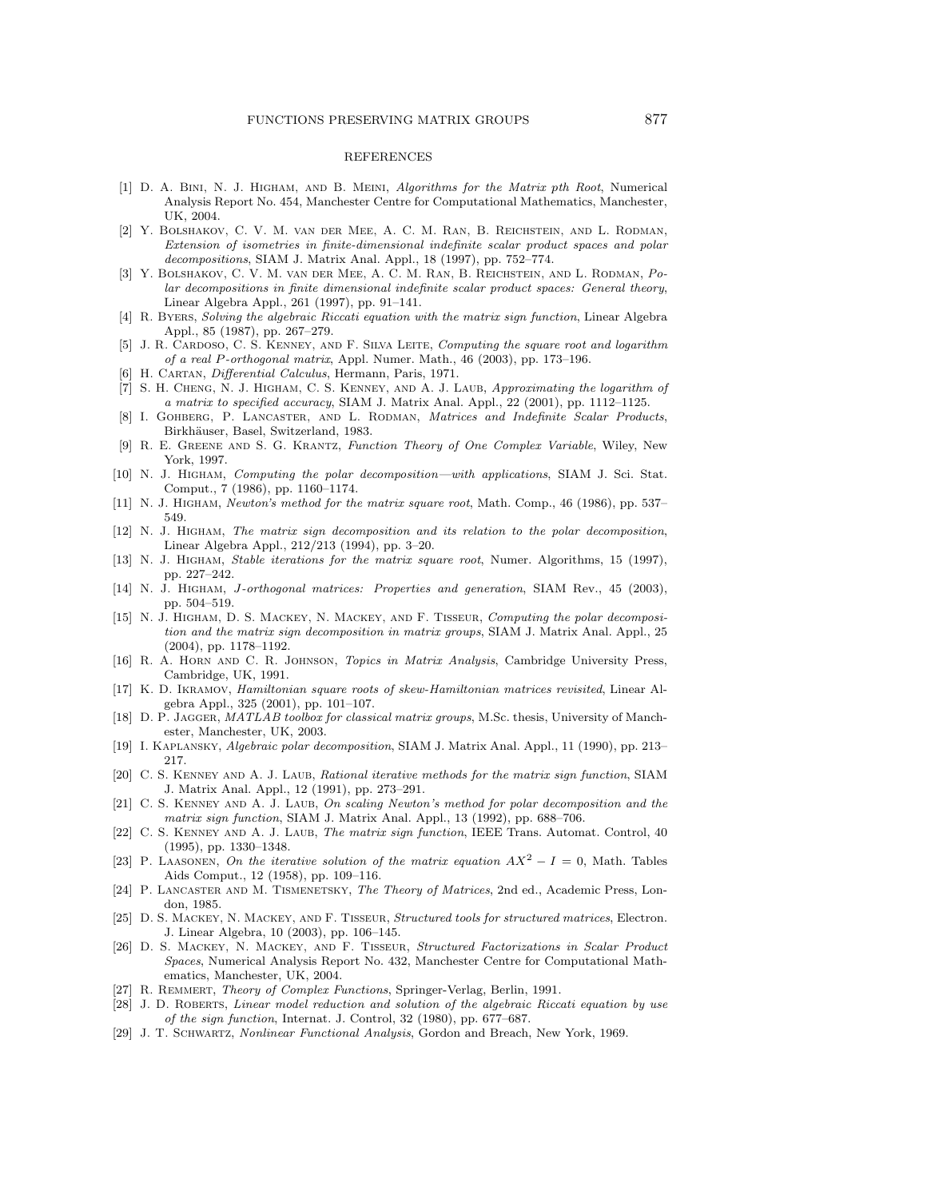## REFERENCES

[1] D. A. Bini, N. J. Higham, and B. Meini, *Algorithms for the Matrix pth Root*, Numerical Analysis Report No. 454, Manchester Centre for Computational Mathematics, Manchester, UK, 2004.

[2] Y. Bolshakov, C. V. M. van der Mee, A. C. M. Ran, B. Reichstein, and L. Rodman, *Extension of isometries in finite-dimensional indefinite scalar product spaces and polar decompositions*, SIAM J. Matrix Anal. Appl., 18 (1997), pp. 752–774.

[3] Y. Bolshakov, C. V. M. van der Mee, A. C. M. Ran, B. Reichstein, and L. Rodman, *Polar decompositions in finite dimensional indefinite scalar product spaces: General theory*, Linear Algebra Appl., 261 (1997), pp. 91–141.

[4] R. Byers, *Solving the algebraic Riccati equation with the matrix sign function*, Linear Algebra Appl., 85 (1987), pp. 267–279.

[5] J. R. Cardoso, C. S. Kenney, and F. Silva Leite, *Computing the square root and logarithm of a real P-orthogonal matrix*, Appl. Numer. Math., 46 (2003), pp. 173–196.

[6] H. Cartan, *Differential Calculus*, Hermann, Paris, 1971.

[7] S. H. Cheng, N. J. Higham, C. S. Kenney, and A. J. Laub, *Approximating the logarithm of a matrix to specified accuracy*, SIAM J. Matrix Anal. Appl., 22 (2001), pp. 1112–1125.

[8] I. Gohberg, P. Lancaster, and L. Rodman, *Matrices and Indefinite Scalar Products*, Birkhäuser, Basel, Switzerland, 1983.

[9] R. E. Greene and S. G. Krantz, *Function Theory of One Complex Variable*, Wiley, New York, 1997.

[10] N. J. Higham, *Computing the polar decomposition—with applications*, SIAM J. Sci. Stat. Comput., 7 (1986), pp. 1160–1174.

[11] N. J. Higham, *Newton's method for the matrix square root*, Math. Comp., 46 (1986), pp. 537–549.

[12] N. J. Higham, *The matrix sign decomposition and its relation to the polar decomposition*, Linear Algebra Appl., 212/213 (1994), pp. 3–20.

[13] N. J. Higham, *Stable iterations for the matrix square root*, Numer. Algorithms, 15 (1997), pp. 227–242.

[14] N. J. Higham, *J-orthogonal matrices: Properties and generation*, SIAM Rev., 45 (2003), pp. 504–519.

[15] N. J. Higham, D. S. Mackey, N. Mackey, and F. Tisseur, *Computing the polar decomposition and the matrix sign decomposition in matrix groups*, SIAM J. Matrix Anal. Appl., 25 (2004), pp. 1178–1192.

[16] R. A. Horn and C. R. Johnson, *Topics in Matrix Analysis*, Cambridge University Press, Cambridge, UK, 1991.

[17] K. D. Ikramov, *Hamiltonian square roots of skew-Hamiltonian matrices revisited*, Linear Algebra Appl., 325 (2001), pp. 101–107.

[18] D. P. Jagger, *MATLAB toolbox for classical matrix groups*, M.Sc. thesis, University of Manchester, Manchester, UK, 2003.

[19] I. Kaplansky, *Algebraic polar decomposition*, SIAM J. Matrix Anal. Appl., 11 (1990), pp. 213–217.

[20] C. S. Kenney and A. J. Laub, *Rational iterative methods for the matrix sign function*, SIAM J. Matrix Anal. Appl., 12 (1991), pp. 273–291.

[21] C. S. Kenney and A. J. Laub, *On scaling Newton's method for polar decomposition and the matrix sign function*, SIAM J. Matrix Anal. Appl., 13 (1992), pp. 688–706.

[22] C. S. Kenney and A. J. Laub, *The matrix sign function*, IEEE Trans. Automat. Control, 40 (1995), pp. 1330–1348.

[23] P. Laasonen, *On the iterative solution of the matrix equation $AX^2 - I = 0$*, Math. Tables Aids Comput., 12 (1958), pp. 109–116.

[24] P. Lancaster and M. Tismenetsky, *The Theory of Matrices*, 2nd ed., Academic Press, London, 1985.

[25] D. S. Mackey, N. Mackey, and F. Tisseur, *Structured tools for structured matrices*, Electron. J. Linear Algebra, 10 (2003), pp. 106–145.

[26] D. S. Mackey, N. Mackey, and F. Tisseur, *Structured Factorizations in Scalar Product Spaces*, Numerical Analysis Report No. 432, Manchester Centre for Computational Mathematics, Manchester, UK, 2004.

[27] R. Remmert, *Theory of Complex Functions*, Springer-Verlag, Berlin, 1991.

[28] J. D. Roberts, *Linear model reduction and solution of the algebraic Riccati equation by use of the sign function*, Internat. J. Control, 32 (1980), pp. 677–687.

[29] J. T. Schwartz, *Nonlinear Functional Analysis*, Gordon and Breach, New York, 1969.